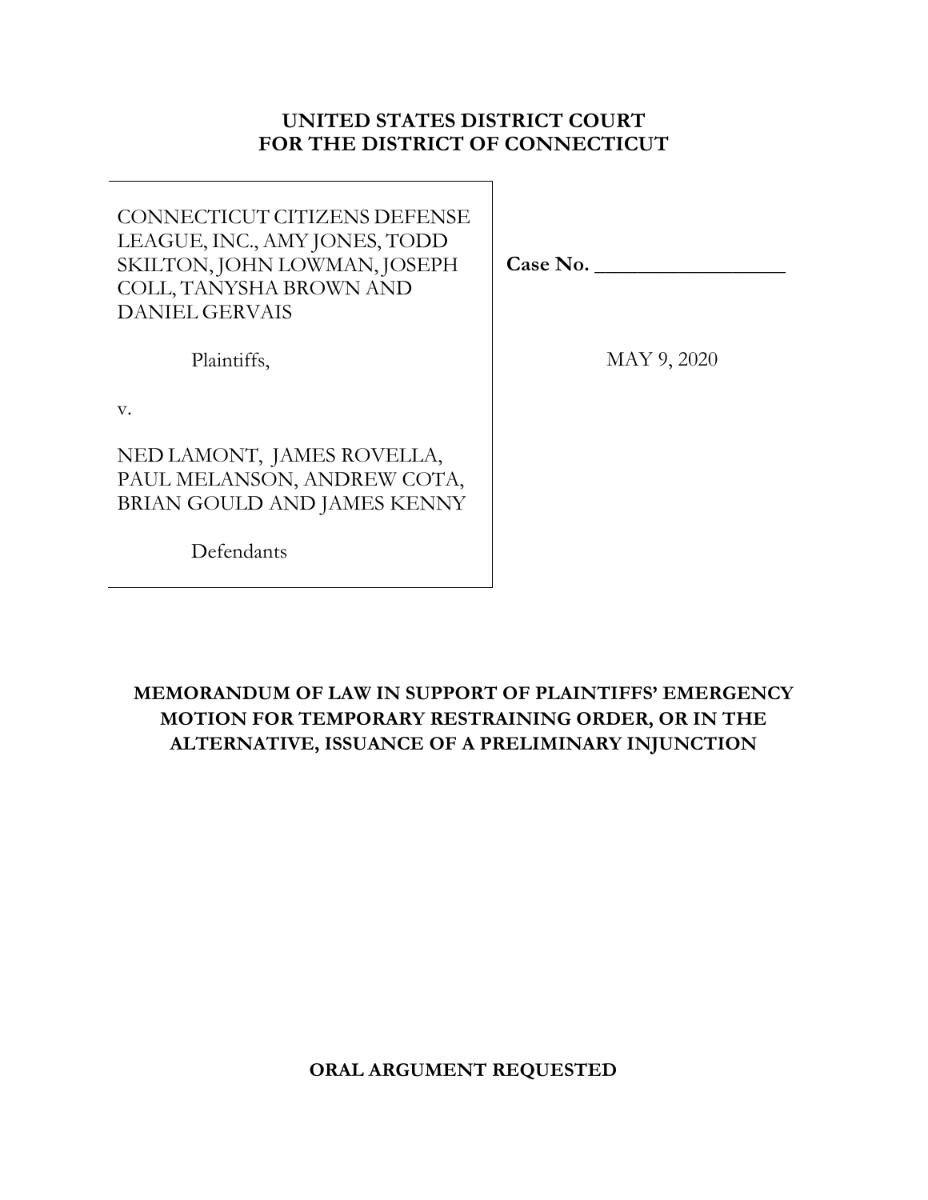**UNITED STATES DISTRICT COURT**
**FOR THE DISTRICT OF CONNECTICUT**

| | |
|---|---|
| CONNECTICUT CITIZENS DEFENSE LEAGUE, INC., AMY JONES, TODD SKILTON, JOHN LOWMAN, JOSEPH COLL, TANYSHA BROWN AND DANIEL GERVAIS<br><br>Plaintiffs,<br><br>v.<br><br>NED LAMONT, JAMES ROVELLA, PAUL MELANSON, ANDREW COTA, BRIAN GOULD AND JAMES KENNY<br><br>Defendants | **Case No. \_\_\_\_\_\_\_\_\_\_\_\_\_\_\_\_\_\_**<br><br>MAY 9, 2020 |

**MEMORANDUM OF LAW IN SUPPORT OF PLAINTIFFS' EMERGENCY MOTION FOR TEMPORARY RESTRAINING ORDER, OR IN THE ALTERNATIVE, ISSUANCE OF A PRELIMINARY INJUNCTION**

**ORAL ARGUMENT REQUESTED**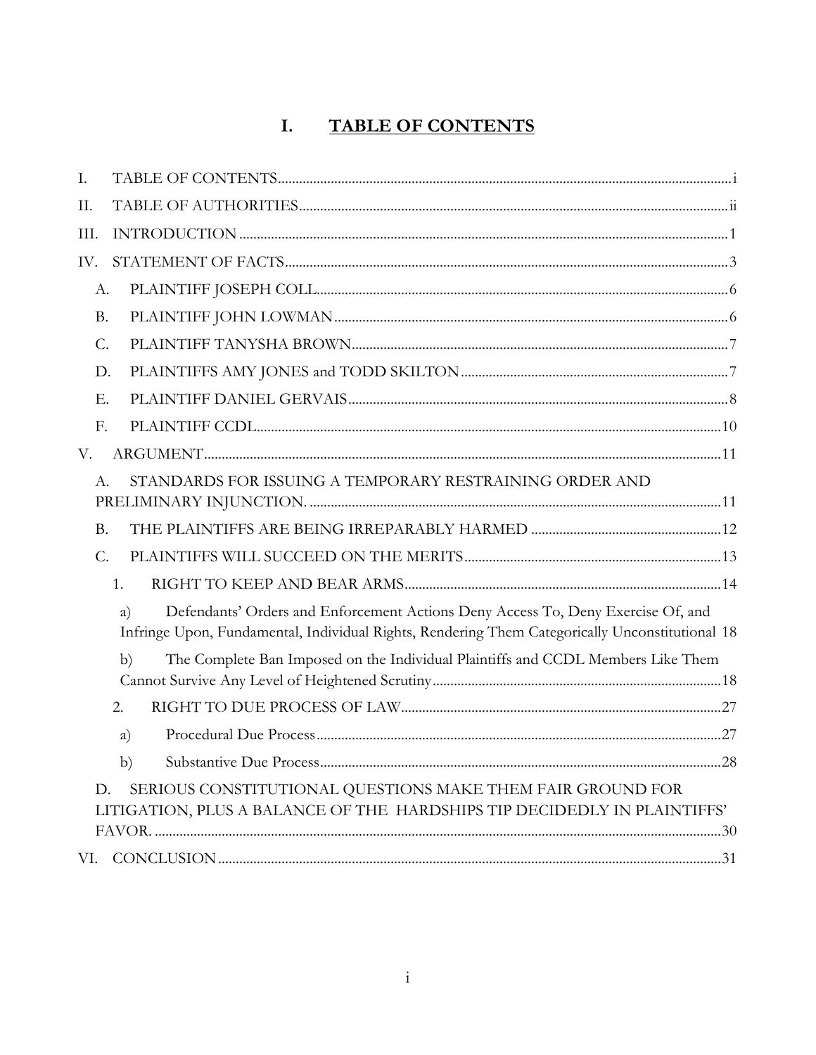# I. TABLE OF CONTENTS

I. TABLE OF CONTENTS ..... i

II. TABLE OF AUTHORITIES ..... ii

III. INTRODUCTION ..... 1

IV. STATEMENT OF FACTS ..... 3

- A. PLAINTIFF JOSEPH COLL ..... 6
- B. PLAINTIFF JOHN LOWMAN ..... 6
- C. PLAINTIFF TANYSHA BROWN ..... 7
- D. PLAINTIFFS AMY JONES and TODD SKILTON ..... 7
- E. PLAINTIFF DANIEL GERVAIS ..... 8
- F. PLAINTIFF CCDL ..... 10

V. ARGUMENT ..... 11

- A. STANDARDS FOR ISSUING A TEMPORARY RESTRAINING ORDER AND PRELIMINARY INJUNCTION. ..... 11
- B. THE PLAINTIFFS ARE BEING IRREPARABLY HARMED ..... 12
- C. PLAINTIFFS WILL SUCCEED ON THE MERITS ..... 13
  - 1. RIGHT TO KEEP AND BEAR ARMS ..... 14
    - a) Defendants' Orders and Enforcement Actions Deny Access To, Deny Exercise Of, and Infringe Upon, Fundamental, Individual Rights, Rendering Them Categorically Unconstitutional 18
    - b) The Complete Ban Imposed on the Individual Plaintiffs and CCDL Members Like Them Cannot Survive Any Level of Heightened Scrutiny ..... 18
  - 2. RIGHT TO DUE PROCESS OF LAW ..... 27
    - a) Procedural Due Process ..... 27
    - b) Substantive Due Process ..... 28
- D. SERIOUS CONSTITUTIONAL QUESTIONS MAKE THEM FAIR GROUND FOR LITIGATION, PLUS A BALANCE OF THE HARDSHIPS TIP DECIDEDLY IN PLAINTIFFS' FAVOR. ..... 30

VI. CONCLUSION ..... 31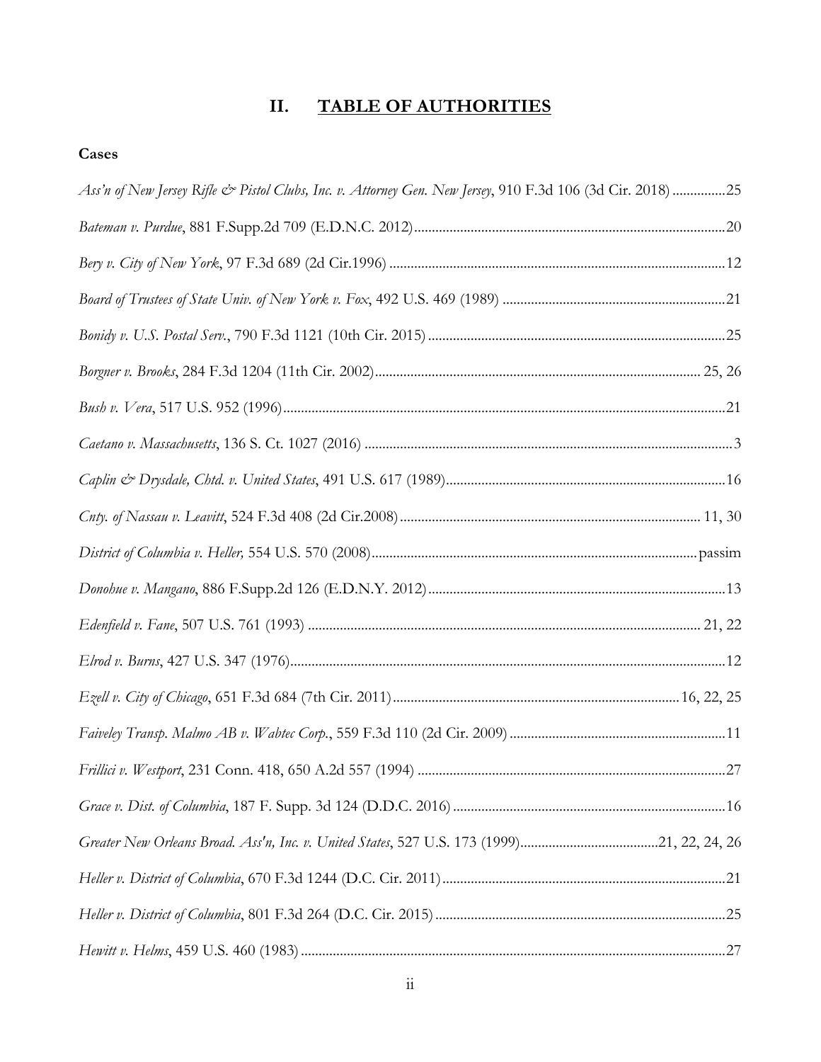# II. TABLE OF AUTHORITIES

**Cases**

*Ass'n of New Jersey Rifle & Pistol Clubs, Inc. v. Attorney Gen. New Jersey*, 910 F.3d 106 (3d Cir. 2018) ...............25

*Bateman v. Purdue*, 881 F.Supp.2d 709 (E.D.N.C. 2012) .......................................................................................20

*Bery v. City of New York*, 97 F.3d 689 (2d Cir.1996) .............................................................................................12

*Board of Trustees of State Univ. of New York v. Fox*, 492 U.S. 469 (1989) ..............................................................21

*Bonidy v. U.S. Postal Serv.*, 790 F.3d 1121 (10th Cir. 2015) ...................................................................................25

*Borgner v. Brooks*, 284 F.3d 1204 (11th Cir. 2002) ........................................................................................ 25, 26

*Bush v. Vera*, 517 U.S. 952 (1996) ...........................................................................................................................21

*Caetano v. Massachusetts*, 136 S. Ct. 1027 (2016) .......................................................................................................3

*Caplin & Drysdale, Chtd. v. United States*, 491 U.S. 617 (1989) ..............................................................................16

*Cnty. of Nassau v. Leavitt*, 524 F.3d 408 (2d Cir.2008) ................................................................................... 11, 30

*District of Columbia v. Heller,* 554 U.S. 570 (2008) ..........................................................................................passim

*Donohue v. Mangano*, 886 F.Supp.2d 126 (E.D.N.Y. 2012) ...................................................................................13

*Edenfield v. Fane*, 507 U.S. 761 (1993) ............................................................................................................ 21, 22

*Elrod v. Burns*, 427 U.S. 347 (1976) ..........................................................................................................................12

*Ezell v. City of Chicago*, 651 F.3d 684 (7th Cir. 2011) ...............................................................................16, 22, 25

*Faiveley Transp. Malmo AB v. Wabtec Corp.*, 559 F.3d 110 (2d Cir. 2009) ............................................................11

*Frillici v. Westport*, 231 Conn. 418, 650 A.2d 557 (1994) ......................................................................................27

*Grace v. Dist. of Columbia*, 187 F. Supp. 3d 124 (D.D.C. 2016) ............................................................................16

*Greater New Orleans Broad. Ass'n, Inc. v. United States*, 527 U.S. 173 (1999) .......................................21, 22, 24, 26

*Heller v. District of Columbia*, 670 F.3d 1244 (D.C. Cir. 2011) ................................................................................21

*Heller v. District of Columbia*, 801 F.3d 264 (D.C. Cir. 2015) .................................................................................25

*Hewitt v. Helms*, 459 U.S. 460 (1983) .......................................................................................................................27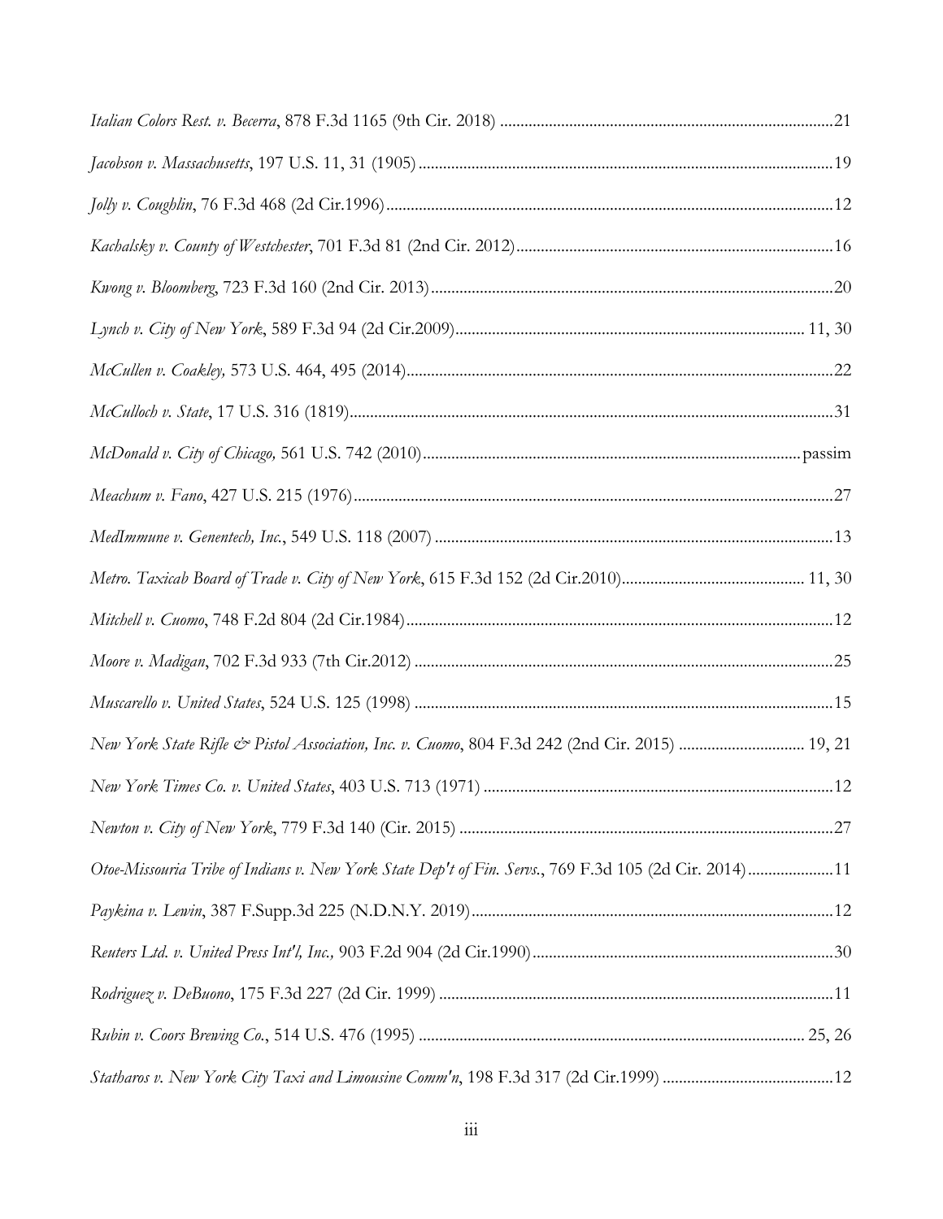*Italian Colors Rest. v. Becerra*, 878 F.3d 1165 (9th Cir. 2018) ....................................................................................21

*Jacobson v. Massachusetts*, 197 U.S. 11, 31 (1905) .......................................................................................................19

*Jolly v. Coughlin*, 76 F.3d 468 (2d Cir.1996)...............................................................................................................12

*Kachalsky v. County of Westchester*, 701 F.3d 81 (2nd Cir. 2012)................................................................................16

*Kwong v. Bloomberg*, 723 F.3d 160 (2nd Cir. 2013)....................................................................................................20

*Lynch v. City of New York*, 589 F.3d 94 (2d Cir.2009)...................................................................................... 11, 30

*McCullen v. Coakley,* 573 U.S. 464, 495 (2014)..........................................................................................................22

*McCulloch v. State*, 17 U.S. 316 (1819).......................................................................................................................31

*McDonald v. City of Chicago,* 561 U.S. 742 (2010)............................................................................................passim

*Meachum v. Fano*, 427 U.S. 215 (1976).......................................................................................................................27

*MedImmune v. Genentech, Inc.*, 549 U.S. 118 (2007) ..................................................................................................13

*Metro. Taxicab Board of Trade v. City of New York*, 615 F.3d 152 (2d Cir.2010)............................................ 11, 30

*Mitchell v. Cuomo*, 748 F.2d 804 (2d Cir.1984)..........................................................................................................12

*Moore v. Madigan*, 702 F.3d 933 (7th Cir.2012) .......................................................................................................25

*Muscarello v. United States*, 524 U.S. 125 (1998) ........................................................................................................15

*New York State Rifle & Pistol Association, Inc. v. Cuomo*, 804 F.3d 242 (2nd Cir. 2015) .............................. 19, 21

*New York Times Co. v. United States*, 403 U.S. 713 (1971) .......................................................................................12

*Newton v. City of New York*, 779 F.3d 140 (Cir. 2015) .............................................................................................27

*Otoe-Missouria Tribe of Indians v. New York State Dep't of Fin. Servs.*, 769 F.3d 105 (2d Cir. 2014).....................11

*Paykina v. Lewin*, 387 F.Supp.3d 225 (N.D.N.Y. 2019)..........................................................................................12

*Reuters Ltd. v. United Press Int'l, Inc.,* 903 F.2d 904 (2d Cir.1990)............................................................................30

*Rodriguez v. DeBuono*, 175 F.3d 227 (2d Cir. 1999) ..................................................................................................11

*Rubin v. Coors Brewing Co.*, 514 U.S. 476 (1995) ............................................................................................... 25, 26

*Statharos v. New York City Taxi and Limousine Comm'n*, 198 F.3d 317 (2d Cir.1999) ..........................................12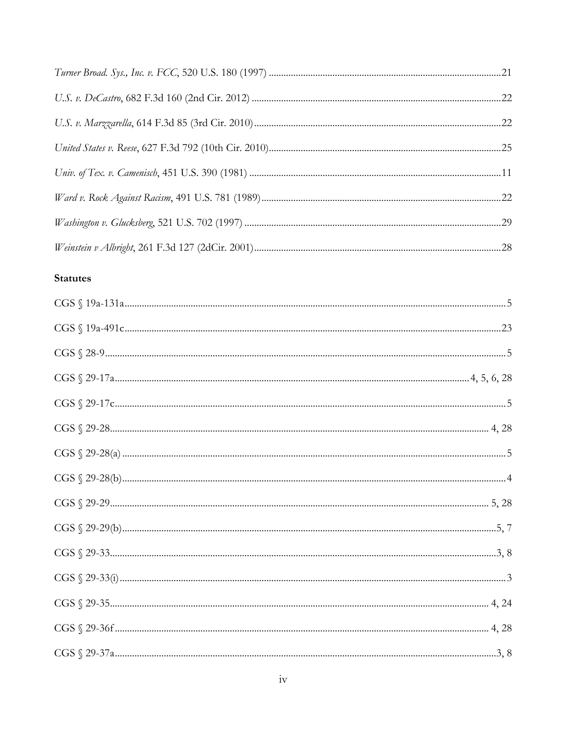*Turner Broad. Sys., Inc. v. FCC*, 520 U.S. 180 (1997) ....................................................................................21

*U.S. v. DeCastro*, 682 F.3d 160 (2nd Cir. 2012) ...........................................................................................22

*U.S. v. Marzzarella*, 614 F.3d 85 (3rd Cir. 2010)...........................................................................................22

*United States v. Reese*, 627 F.3d 792 (10th Cir. 2010)....................................................................................25

*Univ. of Tex. v. Camenisch*, 451 U.S. 390 (1981) ..........................................................................................11

*Ward v. Rock Against Racism*, 491 U.S. 781 (1989).......................................................................................22

*Washington v. Glucksberg*, 521 U.S. 702 (1997) ............................................................................................29

*Weinstein v Albright*, 261 F.3d 127 (2dCir. 2001)..........................................................................................28

**Statutes**

CGS § 19a-131a..................................................................................................................................5

CGS § 19a-491c................................................................................................................................23

CGS § 28-9.........................................................................................................................................5

CGS § 29-17a...................................................................................................................4, 5, 6, 28

CGS § 29-17c......................................................................................................................................5

CGS § 29-28.................................................................................................................................. 4, 28

CGS § 29-28(a) ..................................................................................................................................5

CGS § 29-28(b)...................................................................................................................................4

CGS § 29-29.................................................................................................................................. 5, 28

CGS § 29-29(b)................................................................................................................................5, 7

CGS § 29-33....................................................................................................................................3, 8

CGS § 29-33(i) ...................................................................................................................................3

CGS § 29-35.................................................................................................................................. 4, 24

CGS § 29-36f................................................................................................................................ 4, 28

CGS § 29-37a..................................................................................................................................3, 8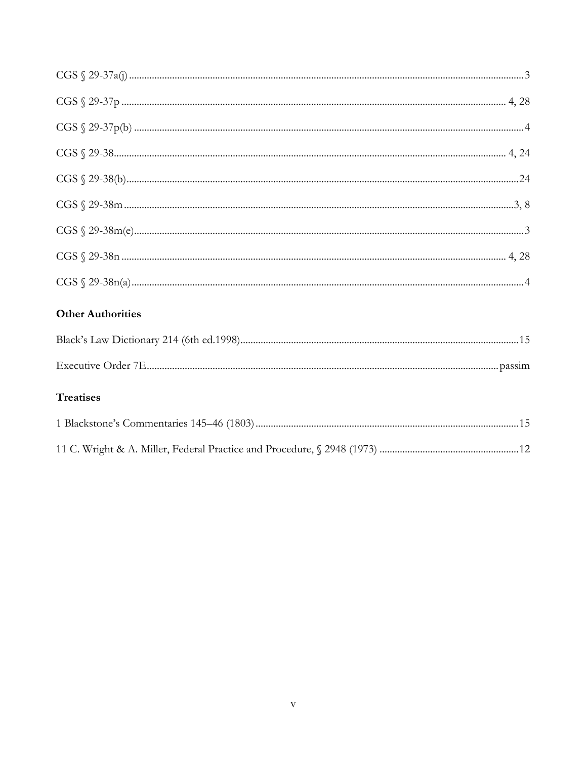CGS § 29-37a(j) ............................................................................................................................................3

CGS § 29-37p ........................................................................................................................................ 4, 28

CGS § 29-37p(b) ..........................................................................................................................................4

CGS § 29-38........................................................................................................................................... 4, 24

CGS § 29-38(b)...........................................................................................................................................24

CGS § 29-38m ...........................................................................................................................................3, 8

CGS § 29-38m(e)..........................................................................................................................................3

CGS § 29-38n ........................................................................................................................................ 4, 28

CGS § 29-38n(a)...........................................................................................................................................4

### Other Authorities

Black's Law Dictionary 214 (6th ed.1998)...............................................................................................15

Executive Order 7E.......................................................................................................................... passim

### Treatises

1 Blackstone's Commentaries 145–46 (1803).........................................................................................15

11 C. Wright & A. Miller, Federal Practice and Procedure, § 2948 (1973) ..........................................12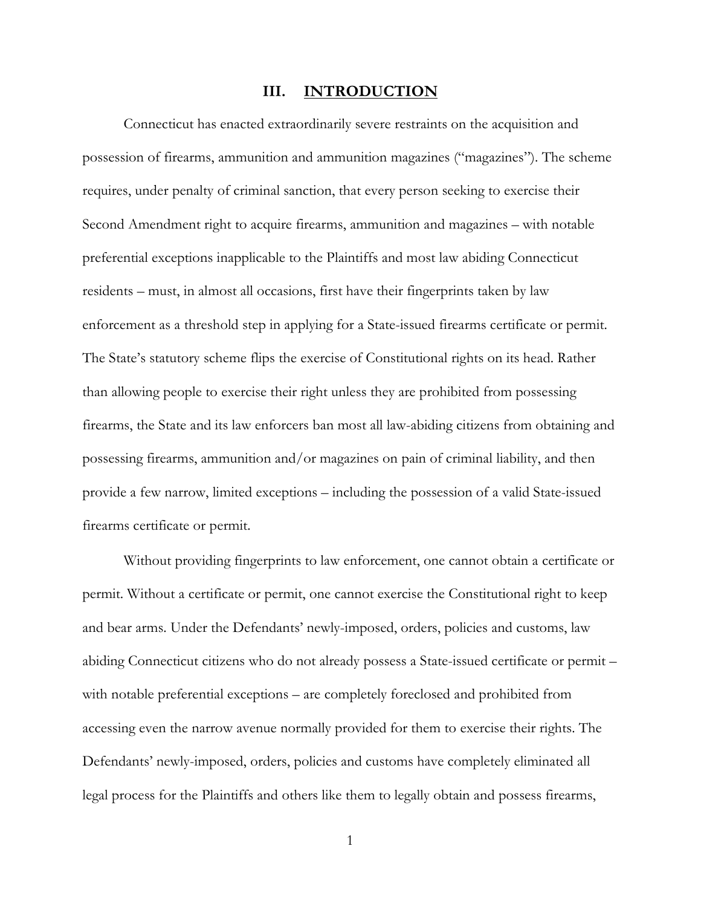## III. INTRODUCTION

Connecticut has enacted extraordinarily severe restraints on the acquisition and possession of firearms, ammunition and ammunition magazines ("magazines"). The scheme requires, under penalty of criminal sanction, that every person seeking to exercise their Second Amendment right to acquire firearms, ammunition and magazines – with notable preferential exceptions inapplicable to the Plaintiffs and most law abiding Connecticut residents – must, in almost all occasions, first have their fingerprints taken by law enforcement as a threshold step in applying for a State-issued firearms certificate or permit. The State's statutory scheme flips the exercise of Constitutional rights on its head. Rather than allowing people to exercise their right unless they are prohibited from possessing firearms, the State and its law enforcers ban most all law-abiding citizens from obtaining and possessing firearms, ammunition and/or magazines on pain of criminal liability, and then provide a few narrow, limited exceptions – including the possession of a valid State-issued firearms certificate or permit.

Without providing fingerprints to law enforcement, one cannot obtain a certificate or permit. Without a certificate or permit, one cannot exercise the Constitutional right to keep and bear arms. Under the Defendants' newly-imposed, orders, policies and customs, law abiding Connecticut citizens who do not already possess a State-issued certificate or permit – with notable preferential exceptions – are completely foreclosed and prohibited from accessing even the narrow avenue normally provided for them to exercise their rights. The Defendants' newly-imposed, orders, policies and customs have completely eliminated all legal process for the Plaintiffs and others like them to legally obtain and possess firearms,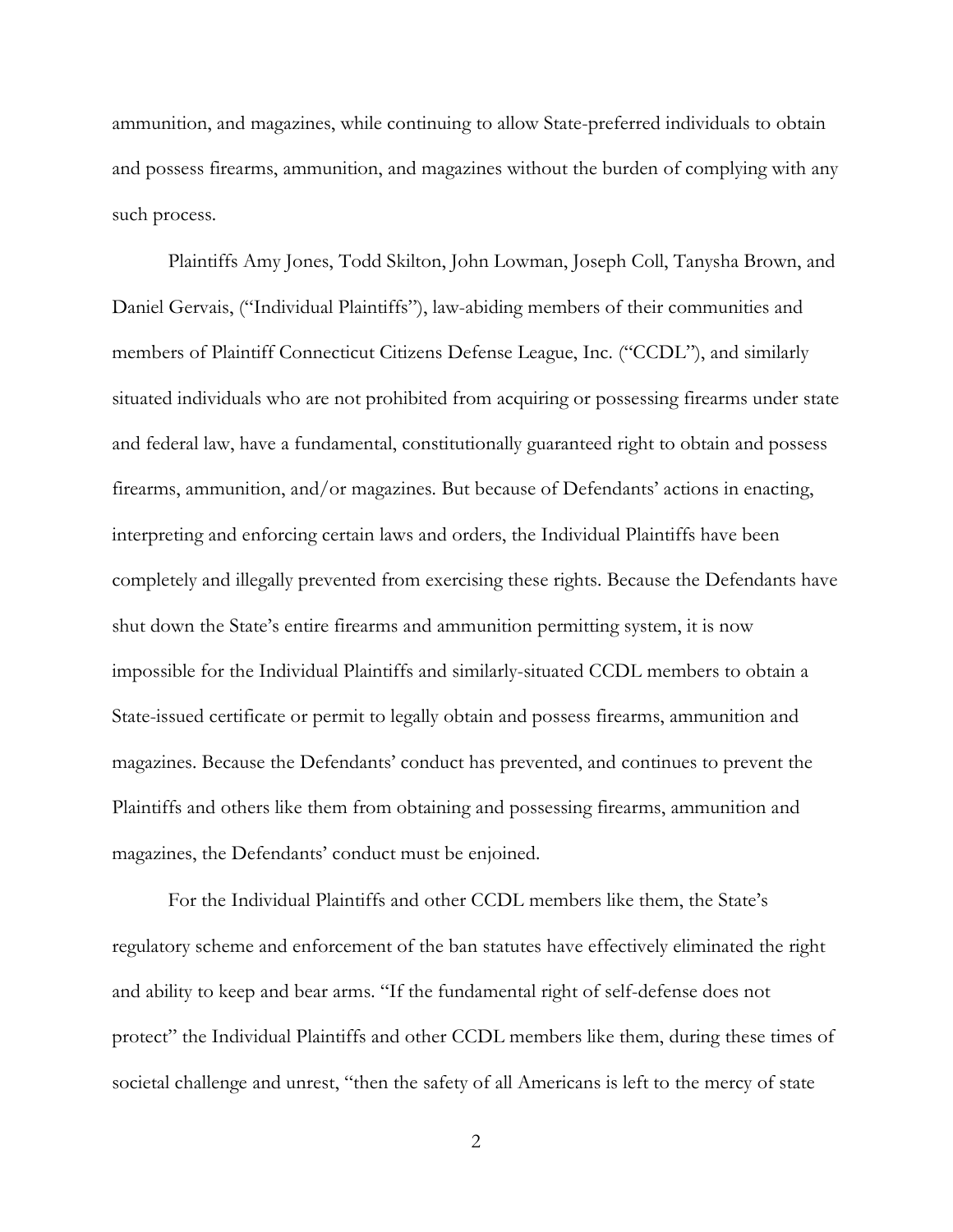ammunition, and magazines, while continuing to allow State-preferred individuals to obtain and possess firearms, ammunition, and magazines without the burden of complying with any such process.

Plaintiffs Amy Jones, Todd Skilton, John Lowman, Joseph Coll, Tanysha Brown, and Daniel Gervais, ("Individual Plaintiffs"), law-abiding members of their communities and members of Plaintiff Connecticut Citizens Defense League, Inc. ("CCDL"), and similarly situated individuals who are not prohibited from acquiring or possessing firearms under state and federal law, have a fundamental, constitutionally guaranteed right to obtain and possess firearms, ammunition, and/or magazines. But because of Defendants' actions in enacting, interpreting and enforcing certain laws and orders, the Individual Plaintiffs have been completely and illegally prevented from exercising these rights. Because the Defendants have shut down the State's entire firearms and ammunition permitting system, it is now impossible for the Individual Plaintiffs and similarly-situated CCDL members to obtain a State-issued certificate or permit to legally obtain and possess firearms, ammunition and magazines. Because the Defendants' conduct has prevented, and continues to prevent the Plaintiffs and others like them from obtaining and possessing firearms, ammunition and magazines, the Defendants' conduct must be enjoined.

For the Individual Plaintiffs and other CCDL members like them, the State's regulatory scheme and enforcement of the ban statutes have effectively eliminated the right and ability to keep and bear arms. "If the fundamental right of self-defense does not protect" the Individual Plaintiffs and other CCDL members like them, during these times of societal challenge and unrest, "then the safety of all Americans is left to the mercy of state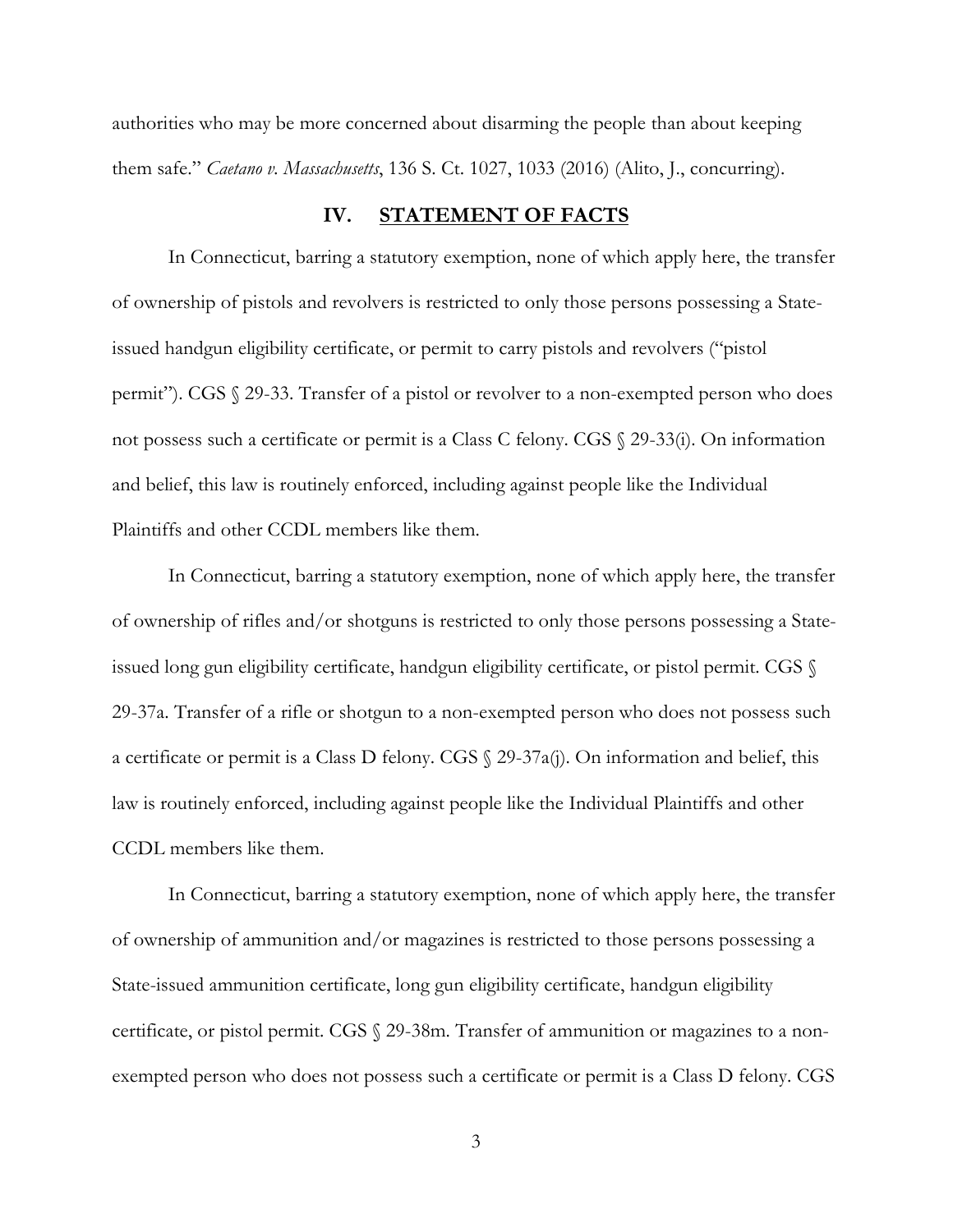authorities who may be more concerned about disarming the people than about keeping them safe." *Caetano v. Massachusetts*, 136 S. Ct. 1027, 1033 (2016) (Alito, J., concurring).

## IV. STATEMENT OF FACTS

In Connecticut, barring a statutory exemption, none of which apply here, the transfer of ownership of pistols and revolvers is restricted to only those persons possessing a State-issued handgun eligibility certificate, or permit to carry pistols and revolvers ("pistol permit"). CGS § 29-33. Transfer of a pistol or revolver to a non-exempted person who does not possess such a certificate or permit is a Class C felony. CGS § 29-33(i). On information and belief, this law is routinely enforced, including against people like the Individual Plaintiffs and other CCDL members like them.

In Connecticut, barring a statutory exemption, none of which apply here, the transfer of ownership of rifles and/or shotguns is restricted to only those persons possessing a State-issued long gun eligibility certificate, handgun eligibility certificate, or pistol permit. CGS § 29-37a. Transfer of a rifle or shotgun to a non-exempted person who does not possess such a certificate or permit is a Class D felony. CGS § 29-37a(j). On information and belief, this law is routinely enforced, including against people like the Individual Plaintiffs and other CCDL members like them.

In Connecticut, barring a statutory exemption, none of which apply here, the transfer of ownership of ammunition and/or magazines is restricted to those persons possessing a State-issued ammunition certificate, long gun eligibility certificate, handgun eligibility certificate, or pistol permit. CGS § 29-38m. Transfer of ammunition or magazines to a non-exempted person who does not possess such a certificate or permit is a Class D felony. CGS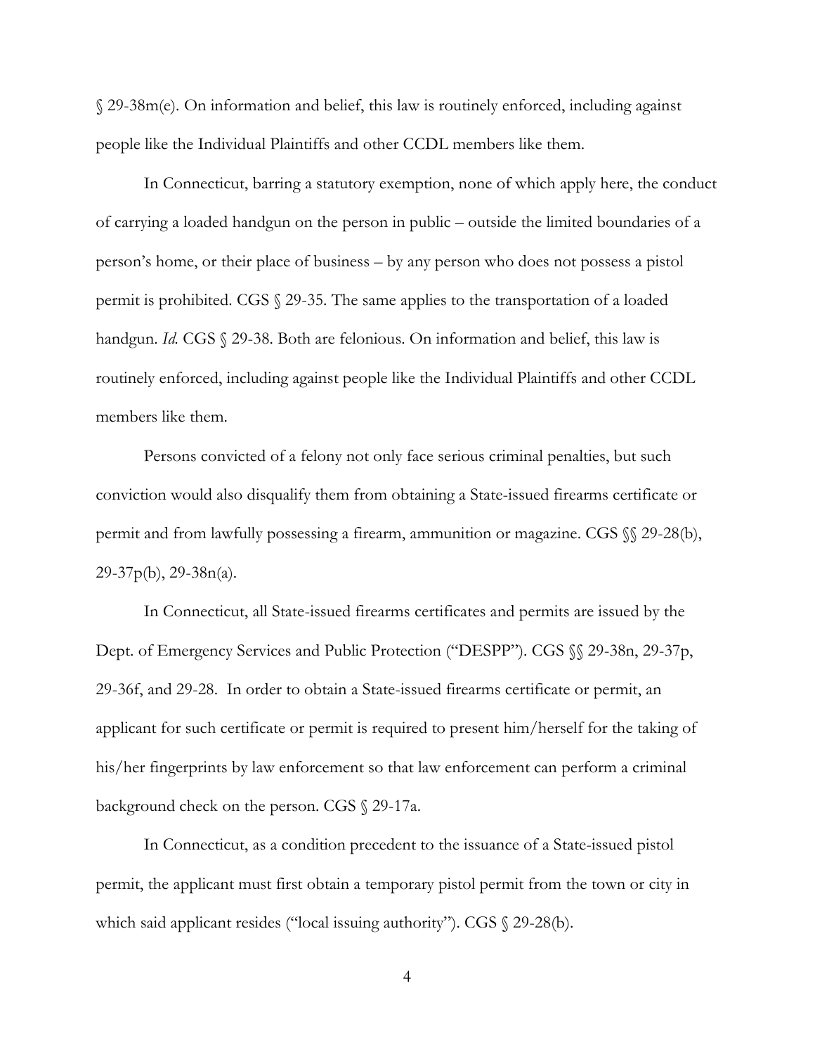§ 29-38m(e). On information and belief, this law is routinely enforced, including against people like the Individual Plaintiffs and other CCDL members like them.

In Connecticut, barring a statutory exemption, none of which apply here, the conduct of carrying a loaded handgun on the person in public – outside the limited boundaries of a person's home, or their place of business – by any person who does not possess a pistol permit is prohibited. CGS § 29-35. The same applies to the transportation of a loaded handgun. *Id.* CGS § 29-38. Both are felonious. On information and belief, this law is routinely enforced, including against people like the Individual Plaintiffs and other CCDL members like them.

Persons convicted of a felony not only face serious criminal penalties, but such conviction would also disqualify them from obtaining a State-issued firearms certificate or permit and from lawfully possessing a firearm, ammunition or magazine. CGS §§ 29-28(b), 29-37p(b), 29-38n(a).

In Connecticut, all State-issued firearms certificates and permits are issued by the Dept. of Emergency Services and Public Protection ("DESPP"). CGS §§ 29-38n, 29-37p, 29-36f, and 29-28. In order to obtain a State-issued firearms certificate or permit, an applicant for such certificate or permit is required to present him/herself for the taking of his/her fingerprints by law enforcement so that law enforcement can perform a criminal background check on the person. CGS § 29-17a.

In Connecticut, as a condition precedent to the issuance of a State-issued pistol permit, the applicant must first obtain a temporary pistol permit from the town or city in which said applicant resides ("local issuing authority"). CGS § 29-28(b).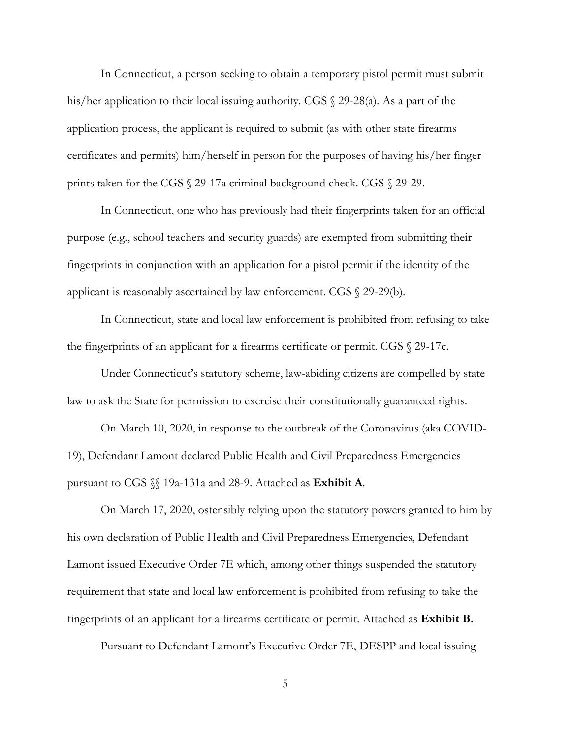In Connecticut, a person seeking to obtain a temporary pistol permit must submit his/her application to their local issuing authority. CGS § 29-28(a). As a part of the application process, the applicant is required to submit (as with other state firearms certificates and permits) him/herself in person for the purposes of having his/her finger prints taken for the CGS § 29-17a criminal background check. CGS § 29-29.

In Connecticut, one who has previously had their fingerprints taken for an official purpose (e.g., school teachers and security guards) are exempted from submitting their fingerprints in conjunction with an application for a pistol permit if the identity of the applicant is reasonably ascertained by law enforcement. CGS § 29-29(b).

In Connecticut, state and local law enforcement is prohibited from refusing to take the fingerprints of an applicant for a firearms certificate or permit. CGS § 29-17c.

Under Connecticut's statutory scheme, law-abiding citizens are compelled by state law to ask the State for permission to exercise their constitutionally guaranteed rights.

On March 10, 2020, in response to the outbreak of the Coronavirus (aka COVID-19), Defendant Lamont declared Public Health and Civil Preparedness Emergencies pursuant to CGS §§ 19a-131a and 28-9. Attached as **Exhibit A**.

On March 17, 2020, ostensibly relying upon the statutory powers granted to him by his own declaration of Public Health and Civil Preparedness Emergencies, Defendant Lamont issued Executive Order 7E which, among other things suspended the statutory requirement that state and local law enforcement is prohibited from refusing to take the fingerprints of an applicant for a firearms certificate or permit. Attached as **Exhibit B.**

Pursuant to Defendant Lamont's Executive Order 7E, DESPP and local issuing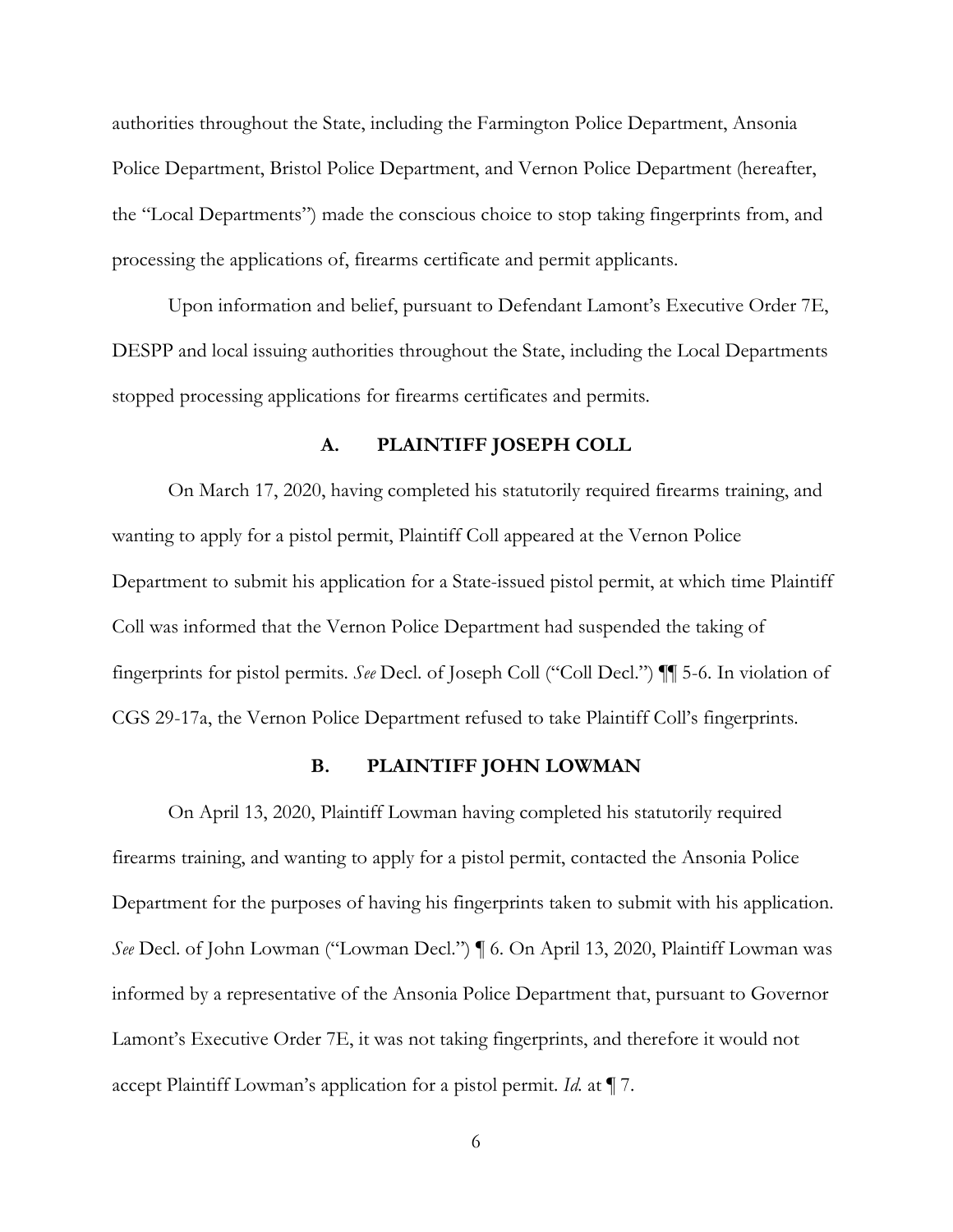authorities throughout the State, including the Farmington Police Department, Ansonia Police Department, Bristol Police Department, and Vernon Police Department (hereafter, the "Local Departments") made the conscious choice to stop taking fingerprints from, and processing the applications of, firearms certificate and permit applicants.

Upon information and belief, pursuant to Defendant Lamont's Executive Order 7E, DESPP and local issuing authorities throughout the State, including the Local Departments stopped processing applications for firearms certificates and permits.

### A. PLAINTIFF JOSEPH COLL

On March 17, 2020, having completed his statutorily required firearms training, and wanting to apply for a pistol permit, Plaintiff Coll appeared at the Vernon Police Department to submit his application for a State-issued pistol permit, at which time Plaintiff Coll was informed that the Vernon Police Department had suspended the taking of fingerprints for pistol permits. *See* Decl. of Joseph Coll ("Coll Decl.") ¶¶ 5-6. In violation of CGS 29-17a, the Vernon Police Department refused to take Plaintiff Coll's fingerprints.

### B. PLAINTIFF JOHN LOWMAN

On April 13, 2020, Plaintiff Lowman having completed his statutorily required firearms training, and wanting to apply for a pistol permit, contacted the Ansonia Police Department for the purposes of having his fingerprints taken to submit with his application. *See* Decl. of John Lowman ("Lowman Decl.") ¶ 6. On April 13, 2020, Plaintiff Lowman was informed by a representative of the Ansonia Police Department that, pursuant to Governor Lamont's Executive Order 7E, it was not taking fingerprints, and therefore it would not accept Plaintiff Lowman's application for a pistol permit. *Id.* at ¶ 7.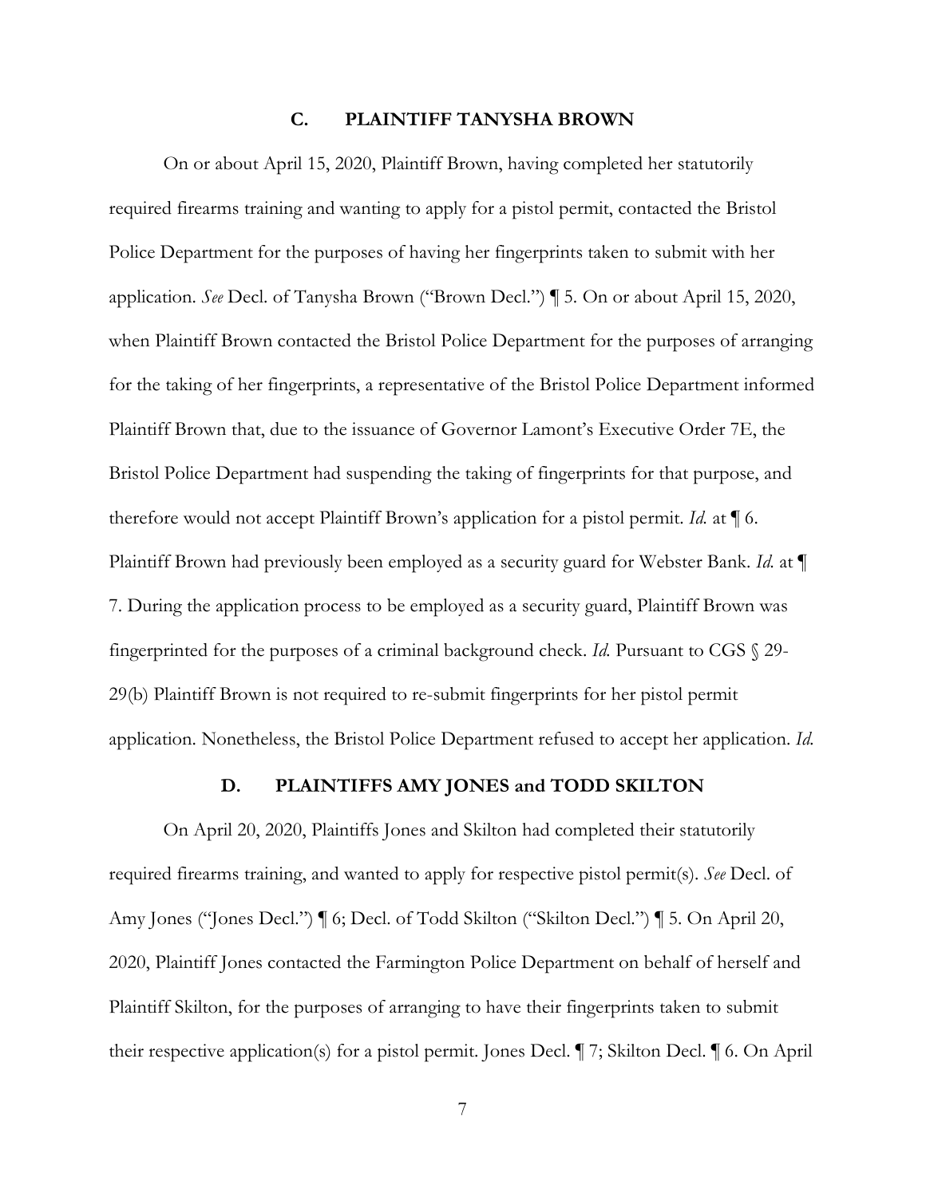### C. PLAINTIFF TANYSHA BROWN

On or about April 15, 2020, Plaintiff Brown, having completed her statutorily required firearms training and wanting to apply for a pistol permit, contacted the Bristol Police Department for the purposes of having her fingerprints taken to submit with her application. *See* Decl. of Tanysha Brown ("Brown Decl.") ¶ 5. On or about April 15, 2020, when Plaintiff Brown contacted the Bristol Police Department for the purposes of arranging for the taking of her fingerprints, a representative of the Bristol Police Department informed Plaintiff Brown that, due to the issuance of Governor Lamont's Executive Order 7E, the Bristol Police Department had suspending the taking of fingerprints for that purpose, and therefore would not accept Plaintiff Brown's application for a pistol permit. *Id.* at ¶ 6. Plaintiff Brown had previously been employed as a security guard for Webster Bank. *Id.* at ¶ 7. During the application process to be employed as a security guard, Plaintiff Brown was fingerprinted for the purposes of a criminal background check. *Id.* Pursuant to CGS § 29-29(b) Plaintiff Brown is not required to re-submit fingerprints for her pistol permit application. Nonetheless, the Bristol Police Department refused to accept her application. *Id.*

### D. PLAINTIFFS AMY JONES and TODD SKILTON

On April 20, 2020, Plaintiffs Jones and Skilton had completed their statutorily required firearms training, and wanted to apply for respective pistol permit(s). *See* Decl. of Amy Jones ("Jones Decl.") ¶ 6; Decl. of Todd Skilton ("Skilton Decl.") ¶ 5. On April 20, 2020, Plaintiff Jones contacted the Farmington Police Department on behalf of herself and Plaintiff Skilton, for the purposes of arranging to have their fingerprints taken to submit their respective application(s) for a pistol permit. Jones Decl. ¶ 7; Skilton Decl. ¶ 6. On April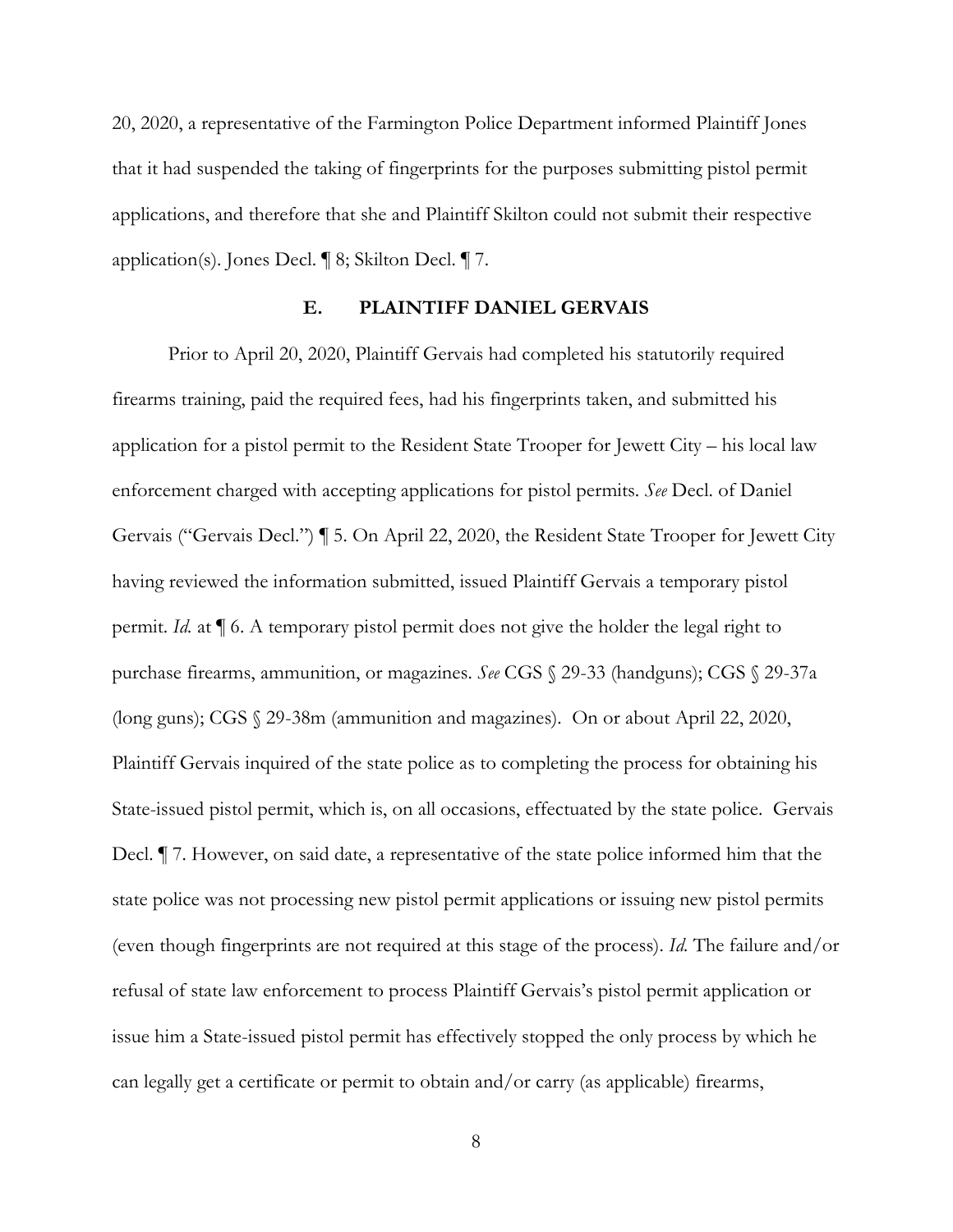20, 2020, a representative of the Farmington Police Department informed Plaintiff Jones that it had suspended the taking of fingerprints for the purposes submitting pistol permit applications, and therefore that she and Plaintiff Skilton could not submit their respective application(s). Jones Decl. ¶ 8; Skilton Decl. ¶ 7.

### E. PLAINTIFF DANIEL GERVAIS

Prior to April 20, 2020, Plaintiff Gervais had completed his statutorily required firearms training, paid the required fees, had his fingerprints taken, and submitted his application for a pistol permit to the Resident State Trooper for Jewett City – his local law enforcement charged with accepting applications for pistol permits. *See* Decl. of Daniel Gervais ("Gervais Decl.") ¶ 5. On April 22, 2020, the Resident State Trooper for Jewett City having reviewed the information submitted, issued Plaintiff Gervais a temporary pistol permit. *Id.* at ¶ 6. A temporary pistol permit does not give the holder the legal right to purchase firearms, ammunition, or magazines. *See* CGS § 29-33 (handguns); CGS § 29-37a (long guns); CGS § 29-38m (ammunition and magazines). On or about April 22, 2020, Plaintiff Gervais inquired of the state police as to completing the process for obtaining his State-issued pistol permit, which is, on all occasions, effectuated by the state police. Gervais Decl. ¶ 7. However, on said date, a representative of the state police informed him that the state police was not processing new pistol permit applications or issuing new pistol permits (even though fingerprints are not required at this stage of the process). *Id.* The failure and/or refusal of state law enforcement to process Plaintiff Gervais's pistol permit application or issue him a State-issued pistol permit has effectively stopped the only process by which he can legally get a certificate or permit to obtain and/or carry (as applicable) firearms,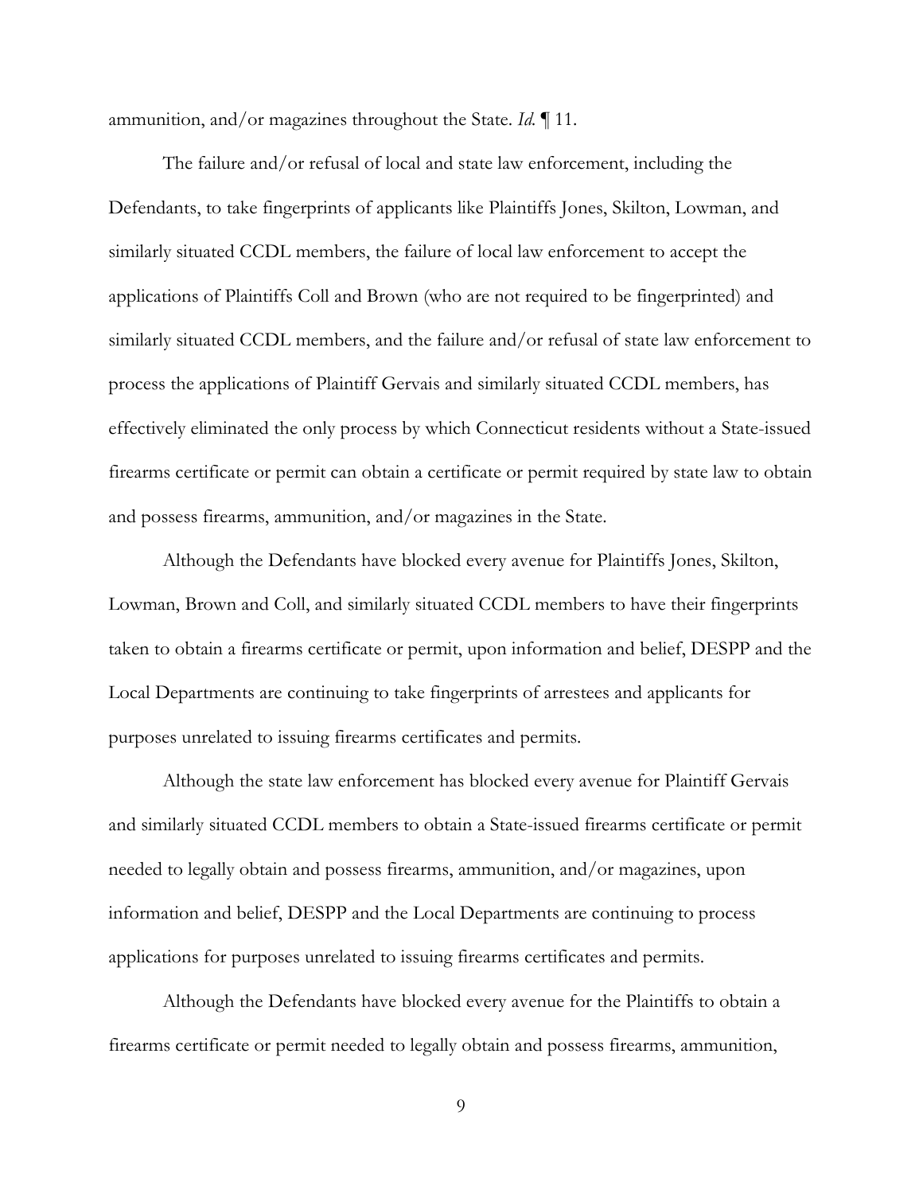ammunition, and/or magazines throughout the State. *Id.* ¶ 11.

The failure and/or refusal of local and state law enforcement, including the Defendants, to take fingerprints of applicants like Plaintiffs Jones, Skilton, Lowman, and similarly situated CCDL members, the failure of local law enforcement to accept the applications of Plaintiffs Coll and Brown (who are not required to be fingerprinted) and similarly situated CCDL members, and the failure and/or refusal of state law enforcement to process the applications of Plaintiff Gervais and similarly situated CCDL members, has effectively eliminated the only process by which Connecticut residents without a State-issued firearms certificate or permit can obtain a certificate or permit required by state law to obtain and possess firearms, ammunition, and/or magazines in the State.

Although the Defendants have blocked every avenue for Plaintiffs Jones, Skilton, Lowman, Brown and Coll, and similarly situated CCDL members to have their fingerprints taken to obtain a firearms certificate or permit, upon information and belief, DESPP and the Local Departments are continuing to take fingerprints of arrestees and applicants for purposes unrelated to issuing firearms certificates and permits.

Although the state law enforcement has blocked every avenue for Plaintiff Gervais and similarly situated CCDL members to obtain a State-issued firearms certificate or permit needed to legally obtain and possess firearms, ammunition, and/or magazines, upon information and belief, DESPP and the Local Departments are continuing to process applications for purposes unrelated to issuing firearms certificates and permits.

Although the Defendants have blocked every avenue for the Plaintiffs to obtain a firearms certificate or permit needed to legally obtain and possess firearms, ammunition,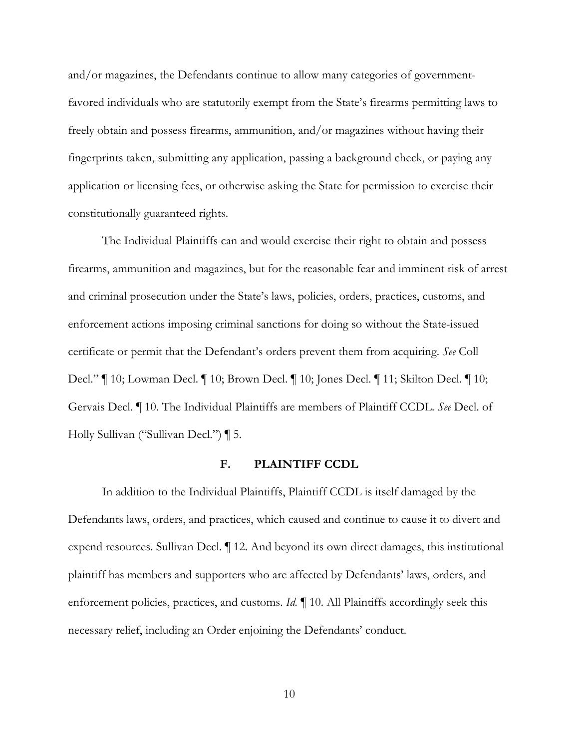and/or magazines, the Defendants continue to allow many categories of government-favored individuals who are statutorily exempt from the State's firearms permitting laws to freely obtain and possess firearms, ammunition, and/or magazines without having their fingerprints taken, submitting any application, passing a background check, or paying any application or licensing fees, or otherwise asking the State for permission to exercise their constitutionally guaranteed rights.

The Individual Plaintiffs can and would exercise their right to obtain and possess firearms, ammunition and magazines, but for the reasonable fear and imminent risk of arrest and criminal prosecution under the State's laws, policies, orders, practices, customs, and enforcement actions imposing criminal sanctions for doing so without the State-issued certificate or permit that the Defendant's orders prevent them from acquiring. *See* Coll Decl." ¶ 10; Lowman Decl. ¶ 10; Brown Decl. ¶ 10; Jones Decl. ¶ 11; Skilton Decl. ¶ 10; Gervais Decl. ¶ 10. The Individual Plaintiffs are members of Plaintiff CCDL. *See* Decl. of Holly Sullivan ("Sullivan Decl.") ¶ 5.

### F. PLAINTIFF CCDL

In addition to the Individual Plaintiffs, Plaintiff CCDL is itself damaged by the Defendants laws, orders, and practices, which caused and continue to cause it to divert and expend resources. Sullivan Decl. ¶ 12. And beyond its own direct damages, this institutional plaintiff has members and supporters who are affected by Defendants' laws, orders, and enforcement policies, practices, and customs. *Id.* ¶ 10. All Plaintiffs accordingly seek this necessary relief, including an Order enjoining the Defendants' conduct.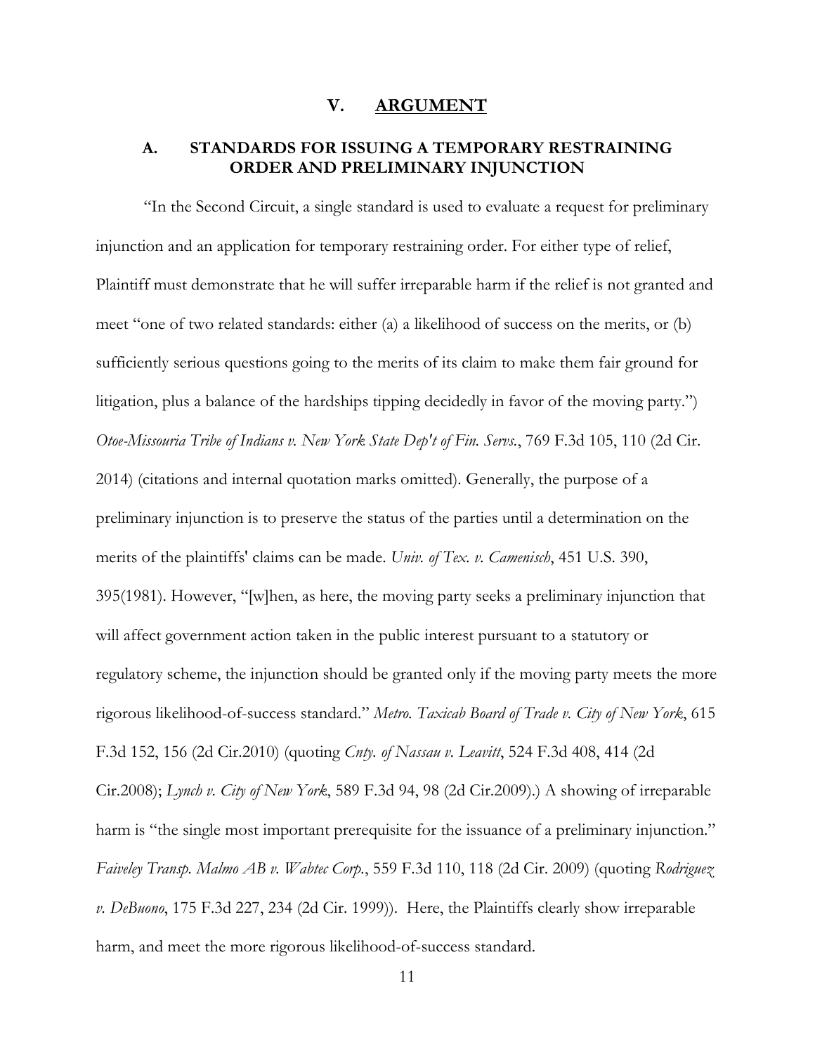## V. ARGUMENT

### A. STANDARDS FOR ISSUING A TEMPORARY RESTRAINING ORDER AND PRELIMINARY INJUNCTION

"In the Second Circuit, a single standard is used to evaluate a request for preliminary injunction and an application for temporary restraining order. For either type of relief, Plaintiff must demonstrate that he will suffer irreparable harm if the relief is not granted and meet "one of two related standards: either (a) a likelihood of success on the merits, or (b) sufficiently serious questions going to the merits of its claim to make them fair ground for litigation, plus a balance of the hardships tipping decidedly in favor of the moving party.") *Otoe-Missouria Tribe of Indians v. New York State Dep't of Fin. Servs.*, 769 F.3d 105, 110 (2d Cir. 2014) (citations and internal quotation marks omitted). Generally, the purpose of a preliminary injunction is to preserve the status of the parties until a determination on the merits of the plaintiffs' claims can be made. *Univ. of Tex. v. Camenisch*, 451 U.S. 390, 395(1981). However, "[w]hen, as here, the moving party seeks a preliminary injunction that will affect government action taken in the public interest pursuant to a statutory or regulatory scheme, the injunction should be granted only if the moving party meets the more rigorous likelihood-of-success standard." *Metro. Taxicab Board of Trade v. City of New York*, 615 F.3d 152, 156 (2d Cir.2010) (quoting *Cnty. of Nassau v. Leavitt*, 524 F.3d 408, 414 (2d Cir.2008); *Lynch v. City of New York*, 589 F.3d 94, 98 (2d Cir.2009).) A showing of irreparable harm is "the single most important prerequisite for the issuance of a preliminary injunction." *Faiveley Transp. Malmo AB v. Wabtec Corp.*, 559 F.3d 110, 118 (2d Cir. 2009) (quoting *Rodriguez v. DeBuono*, 175 F.3d 227, 234 (2d Cir. 1999)). Here, the Plaintiffs clearly show irreparable harm, and meet the more rigorous likelihood-of-success standard.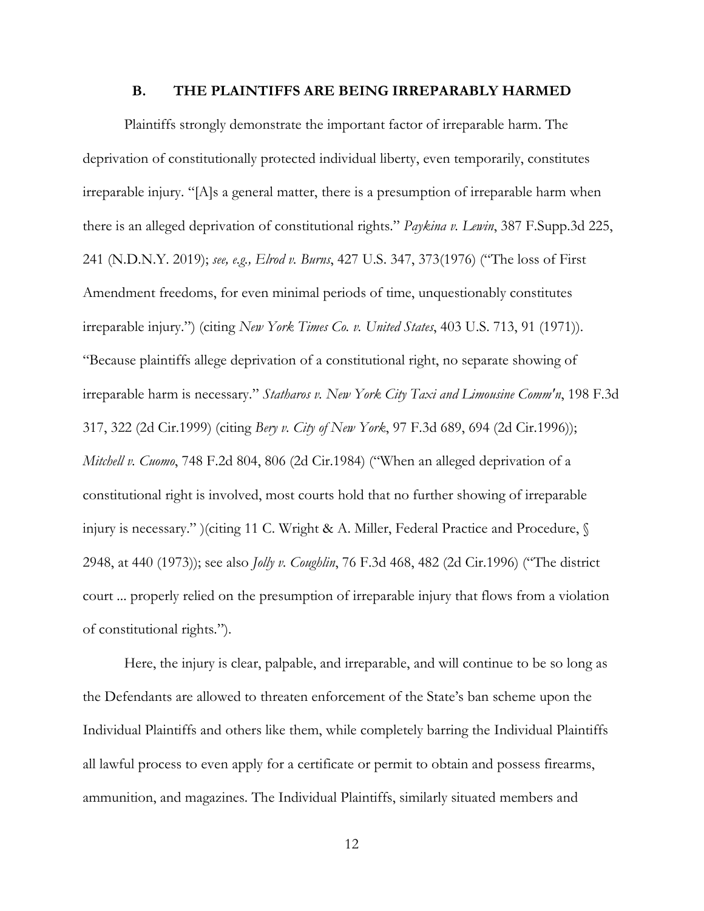## B. THE PLAINTIFFS ARE BEING IRREPARABLY HARMED

Plaintiffs strongly demonstrate the important factor of irreparable harm. The deprivation of constitutionally protected individual liberty, even temporarily, constitutes irreparable injury. "[A]s a general matter, there is a presumption of irreparable harm when there is an alleged deprivation of constitutional rights." *Paykina v. Lewin*, 387 F.Supp.3d 225, 241 (N.D.N.Y. 2019); *see, e.g., Elrod v. Burns*, 427 U.S. 347, 373(1976) ("The loss of First Amendment freedoms, for even minimal periods of time, unquestionably constitutes irreparable injury.") (citing *New York Times Co. v. United States*, 403 U.S. 713, 91 (1971)). "Because plaintiffs allege deprivation of a constitutional right, no separate showing of irreparable harm is necessary." *Statharos v. New York City Taxi and Limousine Comm'n*, 198 F.3d 317, 322 (2d Cir.1999) (citing *Bery v. City of New York*, 97 F.3d 689, 694 (2d Cir.1996)); *Mitchell v. Cuomo*, 748 F.2d 804, 806 (2d Cir.1984) ("When an alleged deprivation of a constitutional right is involved, most courts hold that no further showing of irreparable injury is necessary." )(citing 11 C. Wright & A. Miller, Federal Practice and Procedure, § 2948, at 440 (1973)); see also *Jolly v. Coughlin*, 76 F.3d 468, 482 (2d Cir.1996) ("The district court ... properly relied on the presumption of irreparable injury that flows from a violation of constitutional rights.").

Here, the injury is clear, palpable, and irreparable, and will continue to be so long as the Defendants are allowed to threaten enforcement of the State's ban scheme upon the Individual Plaintiffs and others like them, while completely barring the Individual Plaintiffs all lawful process to even apply for a certificate or permit to obtain and possess firearms, ammunition, and magazines. The Individual Plaintiffs, similarly situated members and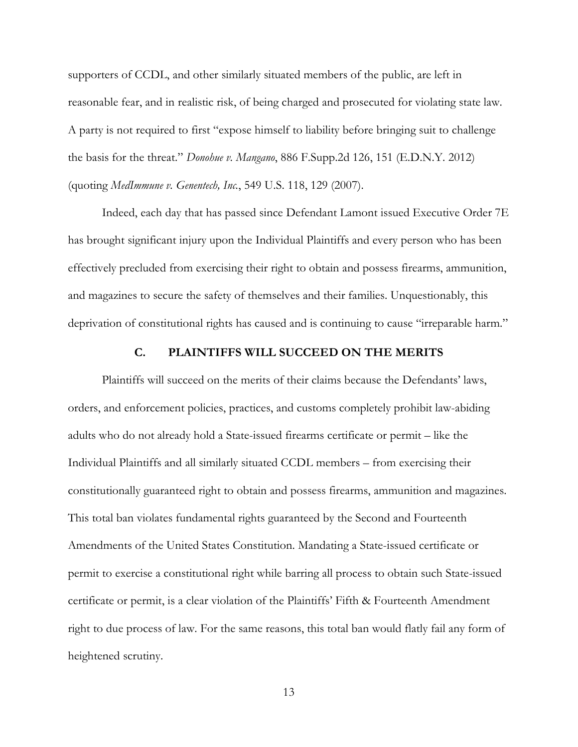supporters of CCDL, and other similarly situated members of the public, are left in reasonable fear, and in realistic risk, of being charged and prosecuted for violating state law. A party is not required to first "expose himself to liability before bringing suit to challenge the basis for the threat." *Donohue v. Mangano*, 886 F.Supp.2d 126, 151 (E.D.N.Y. 2012) (quoting *MedImmune v. Genentech, Inc.*, 549 U.S. 118, 129 (2007).

Indeed, each day that has passed since Defendant Lamont issued Executive Order 7E has brought significant injury upon the Individual Plaintiffs and every person who has been effectively precluded from exercising their right to obtain and possess firearms, ammunition, and magazines to secure the safety of themselves and their families. Unquestionably, this deprivation of constitutional rights has caused and is continuing to cause "irreparable harm."

### C. PLAINTIFFS WILL SUCCEED ON THE MERITS

Plaintiffs will succeed on the merits of their claims because the Defendants' laws, orders, and enforcement policies, practices, and customs completely prohibit law-abiding adults who do not already hold a State-issued firearms certificate or permit – like the Individual Plaintiffs and all similarly situated CCDL members – from exercising their constitutionally guaranteed right to obtain and possess firearms, ammunition and magazines. This total ban violates fundamental rights guaranteed by the Second and Fourteenth Amendments of the United States Constitution. Mandating a State-issued certificate or permit to exercise a constitutional right while barring all process to obtain such State-issued certificate or permit, is a clear violation of the Plaintiffs' Fifth & Fourteenth Amendment right to due process of law. For the same reasons, this total ban would flatly fail any form of heightened scrutiny.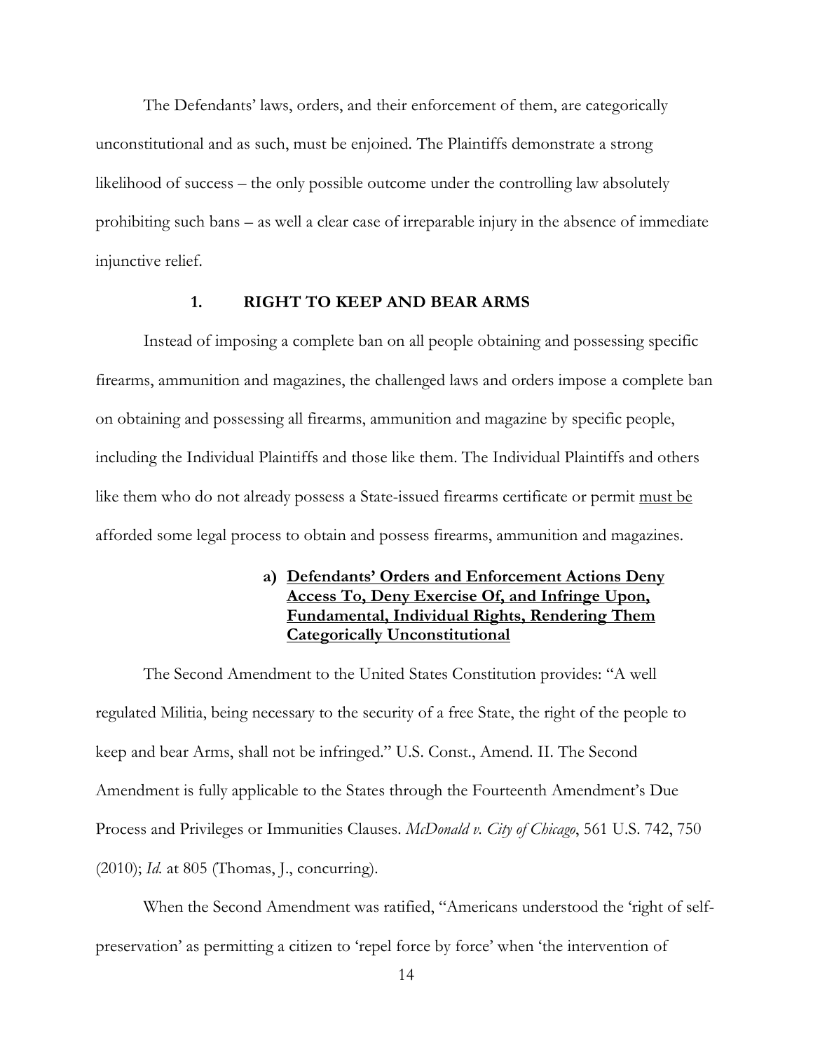The Defendants' laws, orders, and their enforcement of them, are categorically unconstitutional and as such, must be enjoined. The Plaintiffs demonstrate a strong likelihood of success – the only possible outcome under the controlling law absolutely prohibiting such bans – as well a clear case of irreparable injury in the absence of immediate injunctive relief.

## 1. RIGHT TO KEEP AND BEAR ARMS

Instead of imposing a complete ban on all people obtaining and possessing specific firearms, ammunition and magazines, the challenged laws and orders impose a complete ban on obtaining and possessing all firearms, ammunition and magazine by specific people, including the Individual Plaintiffs and those like them. The Individual Plaintiffs and others like them who do not already possess a State-issued firearms certificate or permit <u>must be</u> afforded some legal process to obtain and possess firearms, ammunition and magazines.

### a) <u>Defendants' Orders and Enforcement Actions Deny Access To, Deny Exercise Of, and Infringe Upon, Fundamental, Individual Rights, Rendering Them Categorically Unconstitutional</u>

The Second Amendment to the United States Constitution provides: "A well regulated Militia, being necessary to the security of a free State, the right of the people to keep and bear Arms, shall not be infringed." U.S. Const., Amend. II. The Second Amendment is fully applicable to the States through the Fourteenth Amendment's Due Process and Privileges or Immunities Clauses. *McDonald v. City of Chicago*, 561 U.S. 742, 750 (2010); *Id.* at 805 (Thomas, J., concurring).

When the Second Amendment was ratified, "Americans understood the 'right of self-preservation' as permitting a citizen to 'repel force by force' when 'the intervention of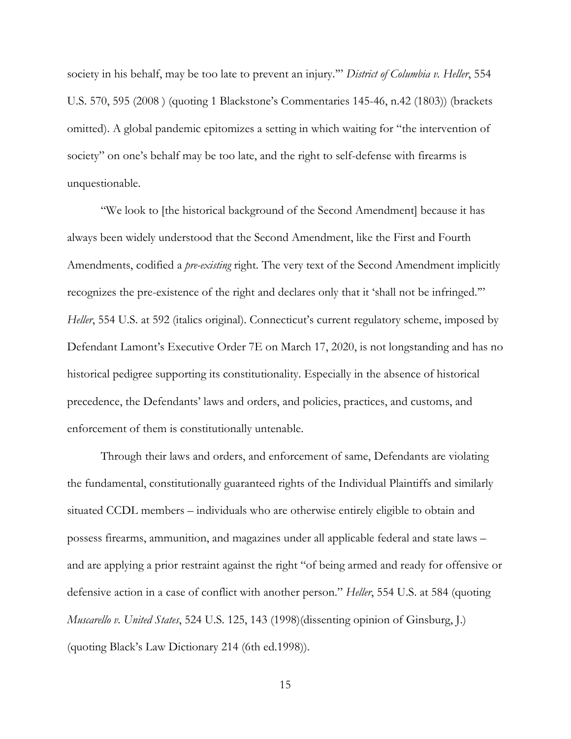society in his behalf, may be too late to prevent an injury.'" *District of Columbia v. Heller*, 554 U.S. 570, 595 (2008 ) (quoting 1 Blackstone's Commentaries 145-46, n.42 (1803)) (brackets omitted). A global pandemic epitomizes a setting in which waiting for "the intervention of society" on one's behalf may be too late, and the right to self-defense with firearms is unquestionable.

"We look to [the historical background of the Second Amendment] because it has always been widely understood that the Second Amendment, like the First and Fourth Amendments, codified a *pre-existing* right. The very text of the Second Amendment implicitly recognizes the pre-existence of the right and declares only that it 'shall not be infringed.'" *Heller*, 554 U.S. at 592 (italics original). Connecticut's current regulatory scheme, imposed by Defendant Lamont's Executive Order 7E on March 17, 2020, is not longstanding and has no historical pedigree supporting its constitutionality. Especially in the absence of historical precedence, the Defendants' laws and orders, and policies, practices, and customs, and enforcement of them is constitutionally untenable.

Through their laws and orders, and enforcement of same, Defendants are violating the fundamental, constitutionally guaranteed rights of the Individual Plaintiffs and similarly situated CCDL members – individuals who are otherwise entirely eligible to obtain and possess firearms, ammunition, and magazines under all applicable federal and state laws – and are applying a prior restraint against the right "of being armed and ready for offensive or defensive action in a case of conflict with another person." *Heller*, 554 U.S. at 584 (quoting *Muscarello v. United States*, 524 U.S. 125, 143 (1998)(dissenting opinion of Ginsburg, J.) (quoting Black's Law Dictionary 214 (6th ed.1998)).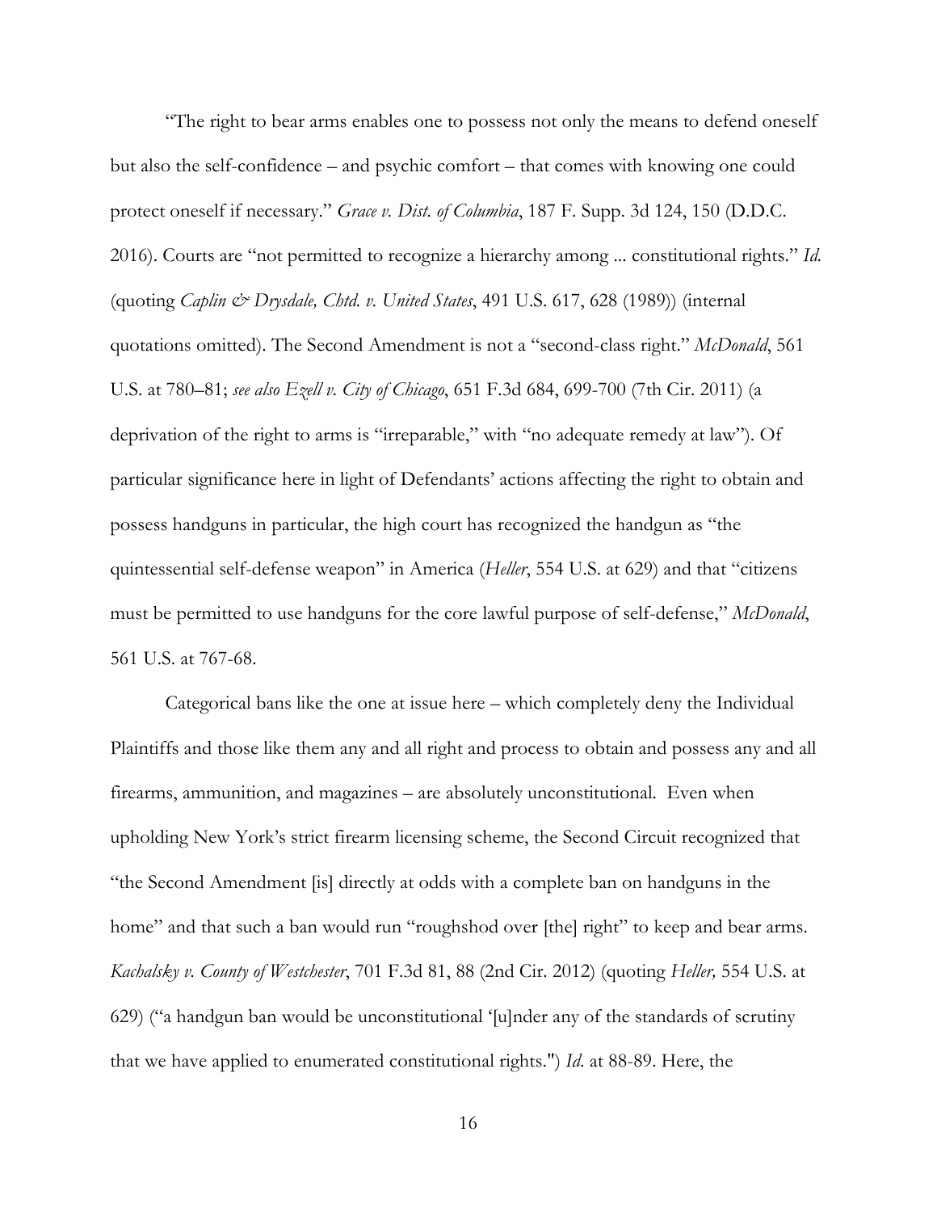"The right to bear arms enables one to possess not only the means to defend oneself but also the self-confidence – and psychic comfort – that comes with knowing one could protect oneself if necessary." *Grace v. Dist. of Columbia*, 187 F. Supp. 3d 124, 150 (D.D.C. 2016). Courts are "not permitted to recognize a hierarchy among ... constitutional rights." *Id.* (quoting *Caplin & Drysdale, Chtd. v. United States*, 491 U.S. 617, 628 (1989)) (internal quotations omitted). The Second Amendment is not a "second-class right." *McDonald*, 561 U.S. at 780–81; *see also Ezell v. City of Chicago*, 651 F.3d 684, 699-700 (7th Cir. 2011) (a deprivation of the right to arms is "irreparable," with "no adequate remedy at law"). Of particular significance here in light of Defendants' actions affecting the right to obtain and possess handguns in particular, the high court has recognized the handgun as "the quintessential self-defense weapon" in America (*Heller*, 554 U.S. at 629) and that "citizens must be permitted to use handguns for the core lawful purpose of self-defense," *McDonald*, 561 U.S. at 767-68.

Categorical bans like the one at issue here – which completely deny the Individual Plaintiffs and those like them any and all right and process to obtain and possess any and all firearms, ammunition, and magazines – are absolutely unconstitutional. Even when upholding New York's strict firearm licensing scheme, the Second Circuit recognized that "the Second Amendment [is] directly at odds with a complete ban on handguns in the home" and that such a ban would run "roughshod over [the] right" to keep and bear arms. *Kachalsky v. County of Westchester*, 701 F.3d 81, 88 (2nd Cir. 2012) (quoting *Heller,* 554 U.S. at 629) ("a handgun ban would be unconstitutional '[u]nder any of the standards of scrutiny that we have applied to enumerated constitutional rights.") *Id.* at 88-89. Here, the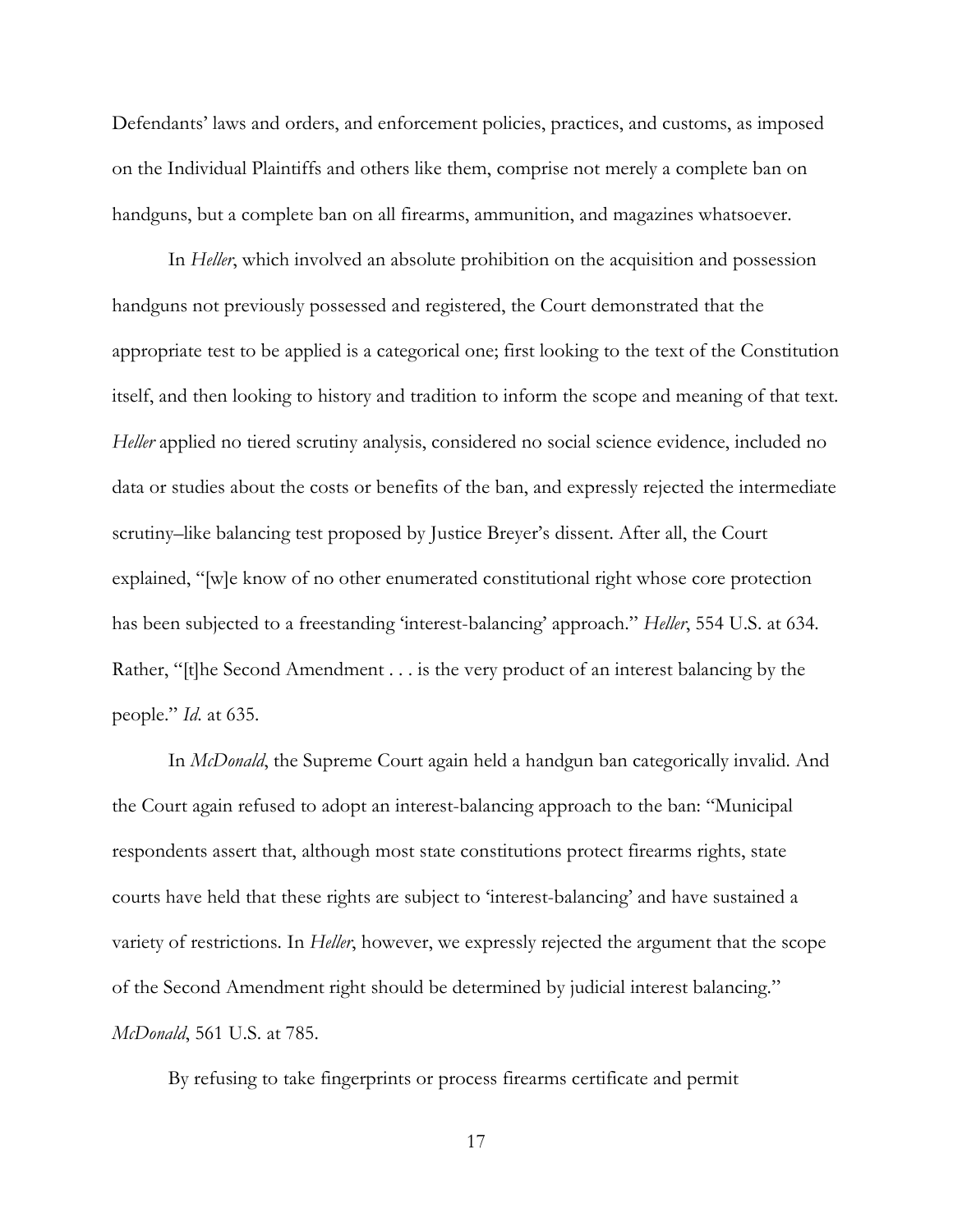Defendants' laws and orders, and enforcement policies, practices, and customs, as imposed on the Individual Plaintiffs and others like them, comprise not merely a complete ban on handguns, but a complete ban on all firearms, ammunition, and magazines whatsoever.

In *Heller*, which involved an absolute prohibition on the acquisition and possession handguns not previously possessed and registered, the Court demonstrated that the appropriate test to be applied is a categorical one; first looking to the text of the Constitution itself, and then looking to history and tradition to inform the scope and meaning of that text. *Heller* applied no tiered scrutiny analysis, considered no social science evidence, included no data or studies about the costs or benefits of the ban, and expressly rejected the intermediate scrutiny–like balancing test proposed by Justice Breyer's dissent. After all, the Court explained, "[w]e know of no other enumerated constitutional right whose core protection has been subjected to a freestanding 'interest-balancing' approach." *Heller*, 554 U.S. at 634. Rather, "[t]he Second Amendment . . . is the very product of an interest balancing by the people." *Id.* at 635.

In *McDonald*, the Supreme Court again held a handgun ban categorically invalid. And the Court again refused to adopt an interest-balancing approach to the ban: "Municipal respondents assert that, although most state constitutions protect firearms rights, state courts have held that these rights are subject to 'interest-balancing' and have sustained a variety of restrictions. In *Heller*, however, we expressly rejected the argument that the scope of the Second Amendment right should be determined by judicial interest balancing." *McDonald*, 561 U.S. at 785.

By refusing to take fingerprints or process firearms certificate and permit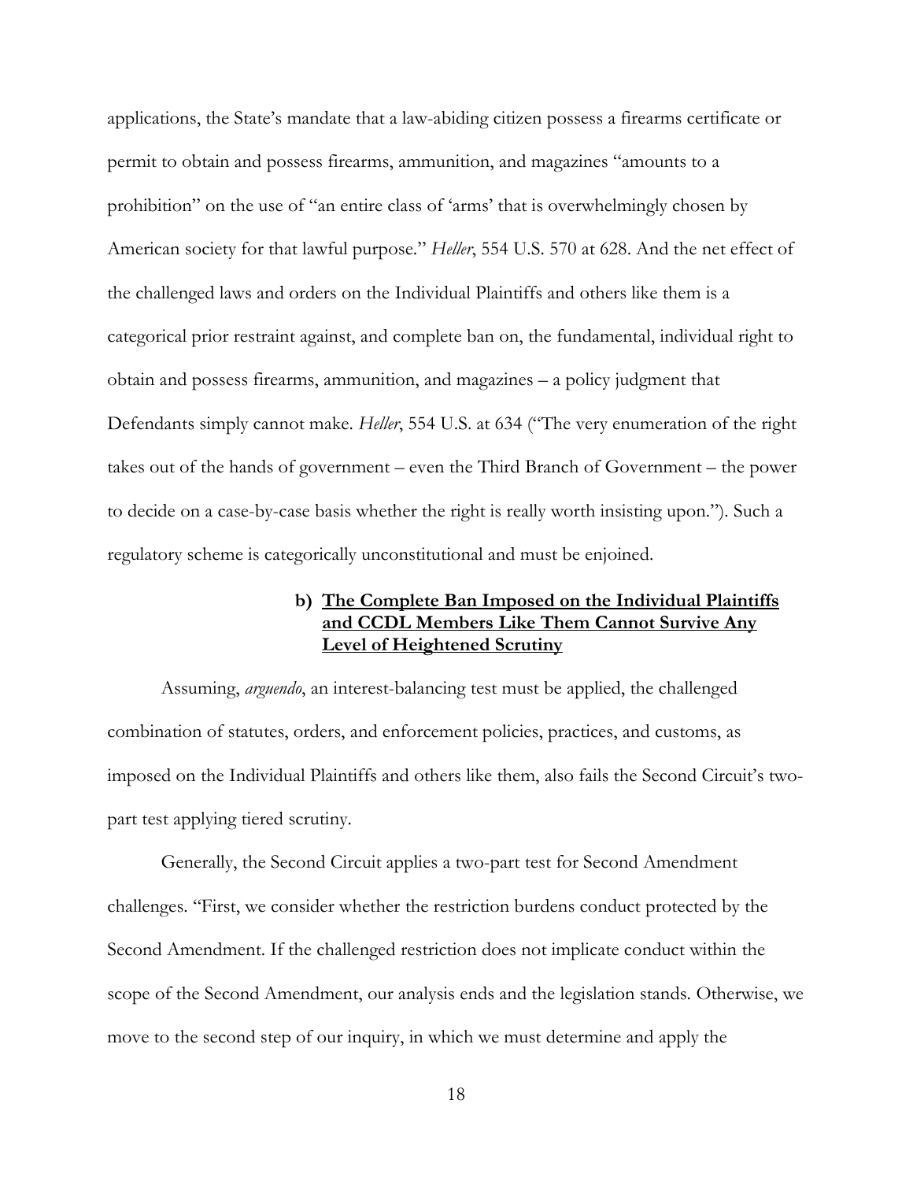applications, the State's mandate that a law-abiding citizen possess a firearms certificate or permit to obtain and possess firearms, ammunition, and magazines "amounts to a prohibition" on the use of "an entire class of 'arms' that is overwhelmingly chosen by American society for that lawful purpose." *Heller*, 554 U.S. 570 at 628. And the net effect of the challenged laws and orders on the Individual Plaintiffs and others like them is a categorical prior restraint against, and complete ban on, the fundamental, individual right to obtain and possess firearms, ammunition, and magazines – a policy judgment that Defendants simply cannot make. *Heller*, 554 U.S. at 634 ("The very enumeration of the right takes out of the hands of government – even the Third Branch of Government – the power to decide on a case-by-case basis whether the right is really worth insisting upon."). Such a regulatory scheme is categorically unconstitutional and must be enjoined.

#### b) <u>The Complete Ban Imposed on the Individual Plaintiffs and CCDL Members Like Them Cannot Survive Any Level of Heightened Scrutiny</u>

Assuming, *arguendo*, an interest-balancing test must be applied, the challenged combination of statutes, orders, and enforcement policies, practices, and customs, as imposed on the Individual Plaintiffs and others like them, also fails the Second Circuit's two-part test applying tiered scrutiny.

Generally, the Second Circuit applies a two-part test for Second Amendment challenges. "First, we consider whether the restriction burdens conduct protected by the Second Amendment. If the challenged restriction does not implicate conduct within the scope of the Second Amendment, our analysis ends and the legislation stands. Otherwise, we move to the second step of our inquiry, in which we must determine and apply the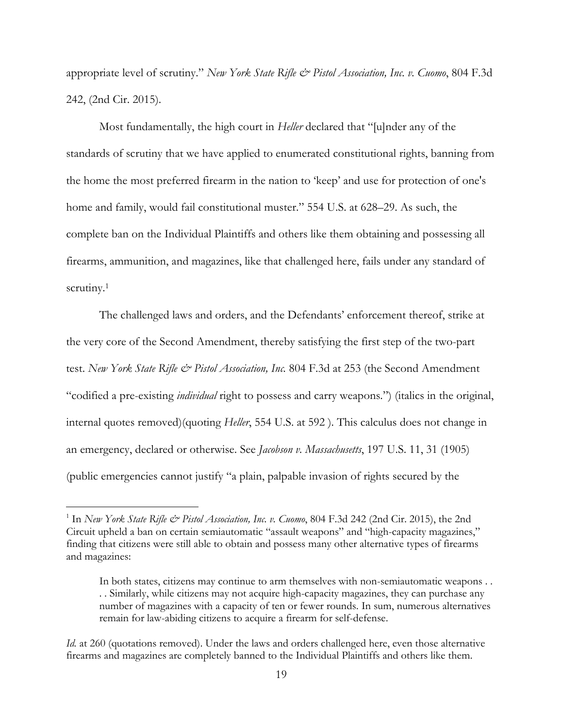appropriate level of scrutiny." *New York State Rifle & Pistol Association, Inc. v. Cuomo*, 804 F.3d 242, (2nd Cir. 2015).

Most fundamentally, the high court in *Heller* declared that "[u]nder any of the standards of scrutiny that we have applied to enumerated constitutional rights, banning from the home the most preferred firearm in the nation to 'keep' and use for protection of one's home and family, would fail constitutional muster." 554 U.S. at 628–29. As such, the complete ban on the Individual Plaintiffs and others like them obtaining and possessing all firearms, ammunition, and magazines, like that challenged here, fails under any standard of scrutiny.[1]

The challenged laws and orders, and the Defendants' enforcement thereof, strike at the very core of the Second Amendment, thereby satisfying the first step of the two-part test. *New York State Rifle & Pistol Association, Inc.* 804 F.3d at 253 (the Second Amendment "codified a pre-existing *individual* right to possess and carry weapons.") (italics in the original, internal quotes removed)(quoting *Heller*, 554 U.S. at 592 ). This calculus does not change in an emergency, declared or otherwise. See *Jacobson v. Massachusetts*, 197 U.S. 11, 31 (1905) (public emergencies cannot justify "a plain, palpable invasion of rights secured by the

---

[1] In *New York State Rifle & Pistol Association, Inc. v. Cuomo*, 804 F.3d 242 (2nd Cir. 2015), the 2nd Circuit upheld a ban on certain semiautomatic "assault weapons" and "high-capacity magazines," finding that citizens were still able to obtain and possess many other alternative types of firearms and magazines:

> In both states, citizens may continue to arm themselves with non-semiautomatic weapons . . . . Similarly, while citizens may not acquire high-capacity magazines, they can purchase any number of magazines with a capacity of ten or fewer rounds. In sum, numerous alternatives remain for law-abiding citizens to acquire a firearm for self-defense.

*Id.* at 260 (quotations removed). Under the laws and orders challenged here, even those alternative firearms and magazines are completely banned to the Individual Plaintiffs and others like them.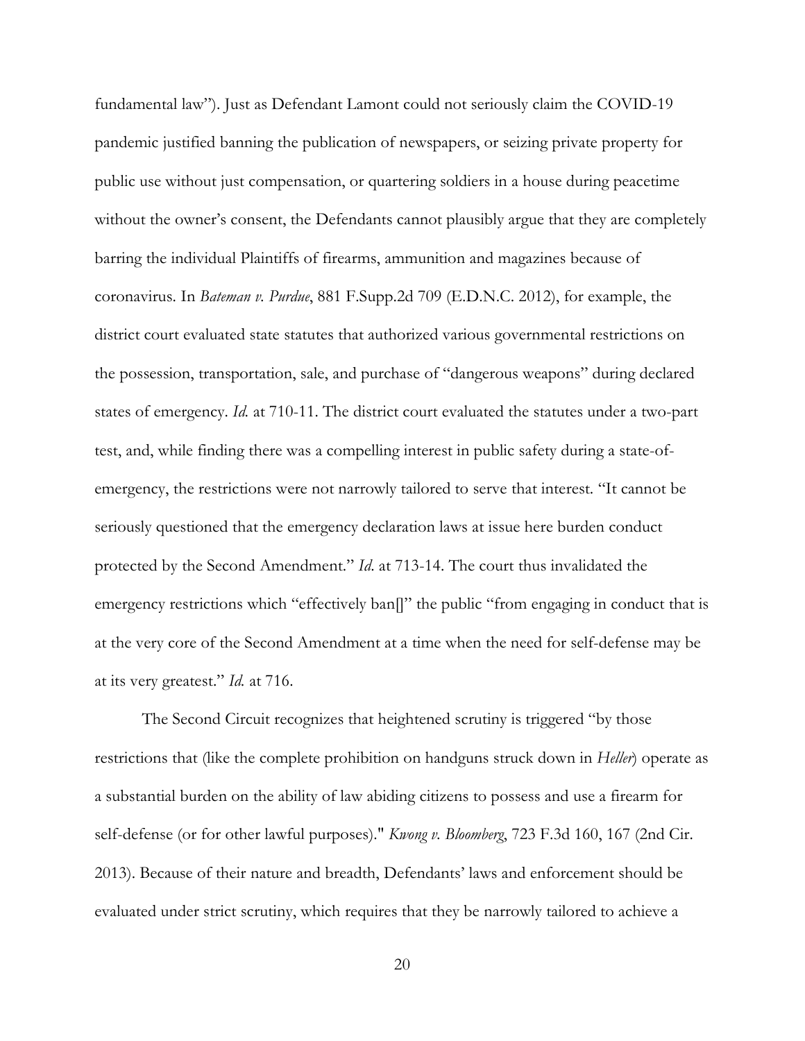fundamental law"). Just as Defendant Lamont could not seriously claim the COVID-19 pandemic justified banning the publication of newspapers, or seizing private property for public use without just compensation, or quartering soldiers in a house during peacetime without the owner's consent, the Defendants cannot plausibly argue that they are completely barring the individual Plaintiffs of firearms, ammunition and magazines because of coronavirus. In *Bateman v. Purdue*, 881 F.Supp.2d 709 (E.D.N.C. 2012), for example, the district court evaluated state statutes that authorized various governmental restrictions on the possession, transportation, sale, and purchase of "dangerous weapons" during declared states of emergency. *Id.* at 710-11. The district court evaluated the statutes under a two-part test, and, while finding there was a compelling interest in public safety during a state-of-emergency, the restrictions were not narrowly tailored to serve that interest. "It cannot be seriously questioned that the emergency declaration laws at issue here burden conduct protected by the Second Amendment." *Id.* at 713-14. The court thus invalidated the emergency restrictions which "effectively ban[]" the public "from engaging in conduct that is at the very core of the Second Amendment at a time when the need for self-defense may be at its very greatest." *Id.* at 716.

The Second Circuit recognizes that heightened scrutiny is triggered "by those restrictions that (like the complete prohibition on handguns struck down in *Heller*) operate as a substantial burden on the ability of law abiding citizens to possess and use a firearm for self-defense (or for other lawful purposes)." *Kwong v. Bloomberg*, 723 F.3d 160, 167 (2nd Cir. 2013). Because of their nature and breadth, Defendants' laws and enforcement should be evaluated under strict scrutiny, which requires that they be narrowly tailored to achieve a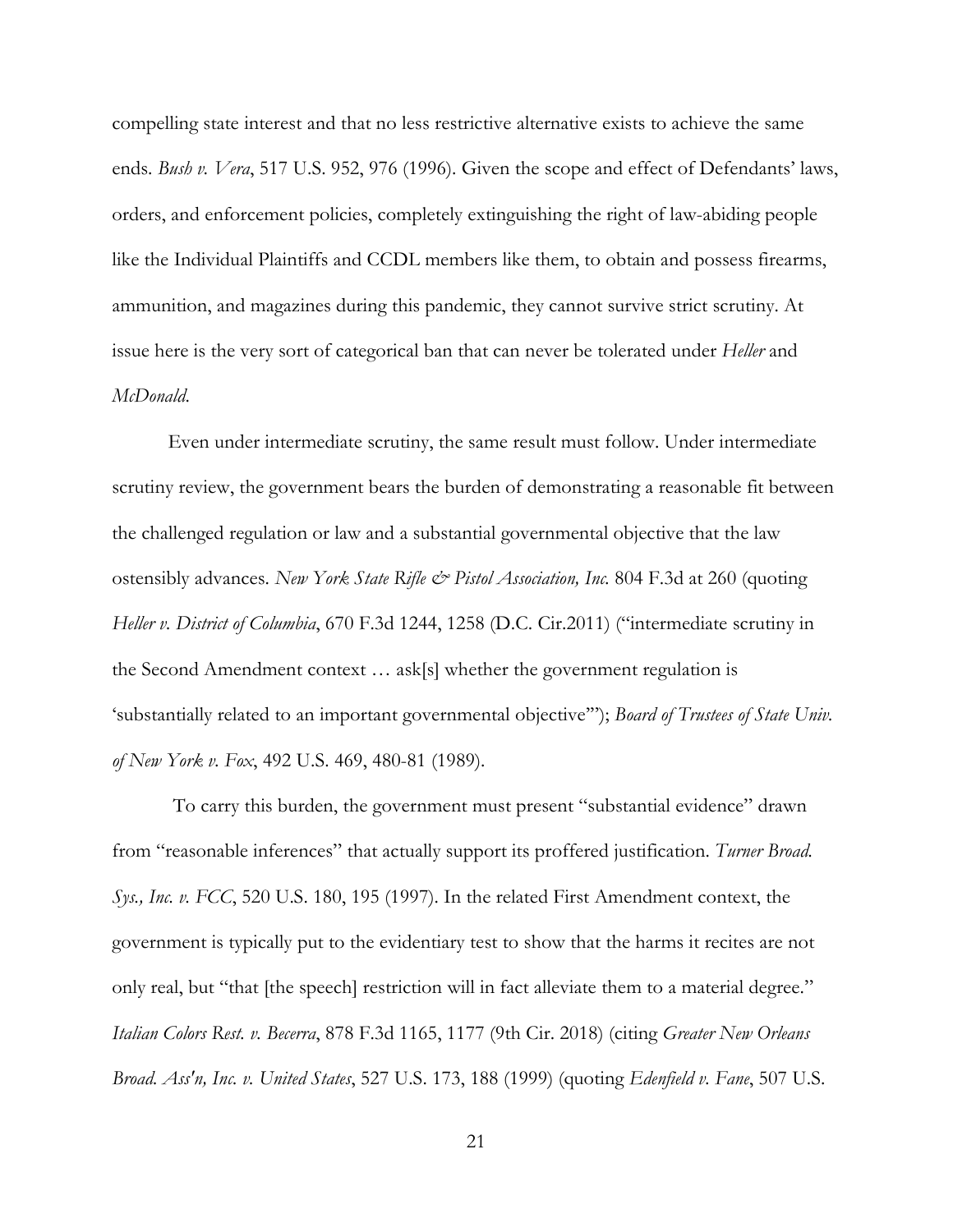compelling state interest and that no less restrictive alternative exists to achieve the same ends. *Bush v. Vera*, 517 U.S. 952, 976 (1996). Given the scope and effect of Defendants' laws, orders, and enforcement policies, completely extinguishing the right of law-abiding people like the Individual Plaintiffs and CCDL members like them, to obtain and possess firearms, ammunition, and magazines during this pandemic, they cannot survive strict scrutiny. At issue here is the very sort of categorical ban that can never be tolerated under *Heller* and *McDonald*.

Even under intermediate scrutiny, the same result must follow. Under intermediate scrutiny review, the government bears the burden of demonstrating a reasonable fit between the challenged regulation or law and a substantial governmental objective that the law ostensibly advances. *New York State Rifle & Pistol Association, Inc.* 804 F.3d at 260 (quoting *Heller v. District of Columbia*, 670 F.3d 1244, 1258 (D.C. Cir.2011) ("intermediate scrutiny in the Second Amendment context … ask[s] whether the government regulation is 'substantially related to an important governmental objective'"); *Board of Trustees of State Univ. of New York v. Fox*, 492 U.S. 469, 480-81 (1989).

To carry this burden, the government must present "substantial evidence" drawn from "reasonable inferences" that actually support its proffered justification. *Turner Broad. Sys., Inc. v. FCC*, 520 U.S. 180, 195 (1997). In the related First Amendment context, the government is typically put to the evidentiary test to show that the harms it recites are not only real, but "that [the speech] restriction will in fact alleviate them to a material degree." *Italian Colors Rest. v. Becerra*, 878 F.3d 1165, 1177 (9th Cir. 2018) (citing *Greater New Orleans Broad. Ass'n, Inc. v. United States*, 527 U.S. 173, 188 (1999) (quoting *Edenfield v. Fane*, 507 U.S.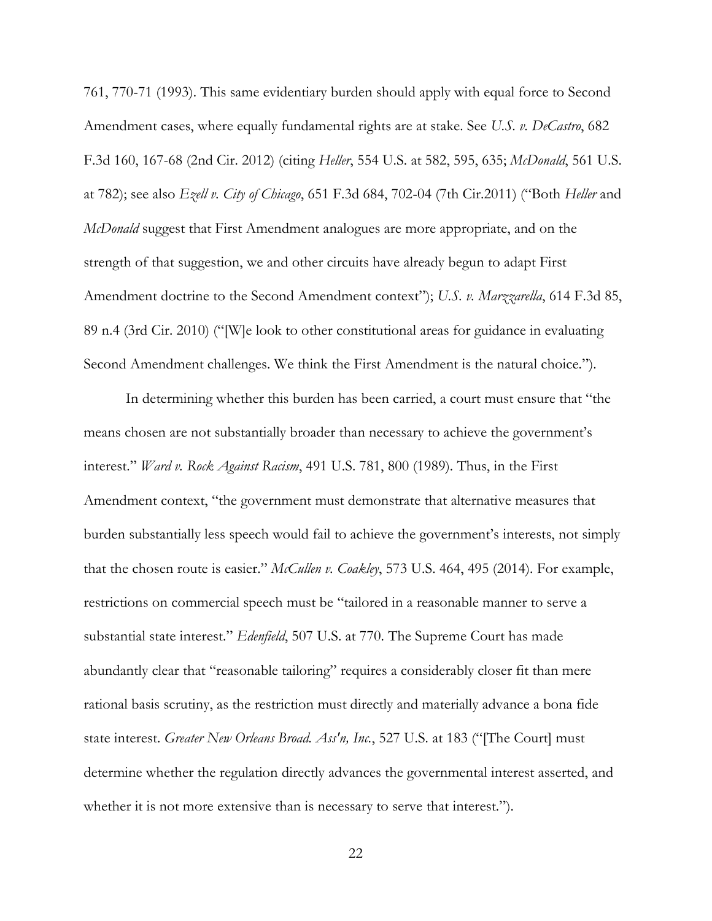761, 770-71 (1993). This same evidentiary burden should apply with equal force to Second Amendment cases, where equally fundamental rights are at stake. See *U.S. v. DeCastro*, 682 F.3d 160, 167-68 (2nd Cir. 2012) (citing *Heller*, 554 U.S. at 582, 595, 635; *McDonald*, 561 U.S. at 782); see also *Ezell v. City of Chicago*, 651 F.3d 684, 702-04 (7th Cir.2011) ("Both *Heller* and *McDonald* suggest that First Amendment analogues are more appropriate, and on the strength of that suggestion, we and other circuits have already begun to adapt First Amendment doctrine to the Second Amendment context"); *U.S. v. Marzzarella*, 614 F.3d 85, 89 n.4 (3rd Cir. 2010) ("[W]e look to other constitutional areas for guidance in evaluating Second Amendment challenges. We think the First Amendment is the natural choice.").

In determining whether this burden has been carried, a court must ensure that "the means chosen are not substantially broader than necessary to achieve the government's interest." *Ward v. Rock Against Racism*, 491 U.S. 781, 800 (1989). Thus, in the First Amendment context, "the government must demonstrate that alternative measures that burden substantially less speech would fail to achieve the government's interests, not simply that the chosen route is easier." *McCullen v. Coakley*, 573 U.S. 464, 495 (2014). For example, restrictions on commercial speech must be "tailored in a reasonable manner to serve a substantial state interest." *Edenfield*, 507 U.S. at 770. The Supreme Court has made abundantly clear that "reasonable tailoring" requires a considerably closer fit than mere rational basis scrutiny, as the restriction must directly and materially advance a bona fide state interest. *Greater New Orleans Broad. Ass'n, Inc.*, 527 U.S. at 183 ("[The Court] must determine whether the regulation directly advances the governmental interest asserted, and whether it is not more extensive than is necessary to serve that interest.").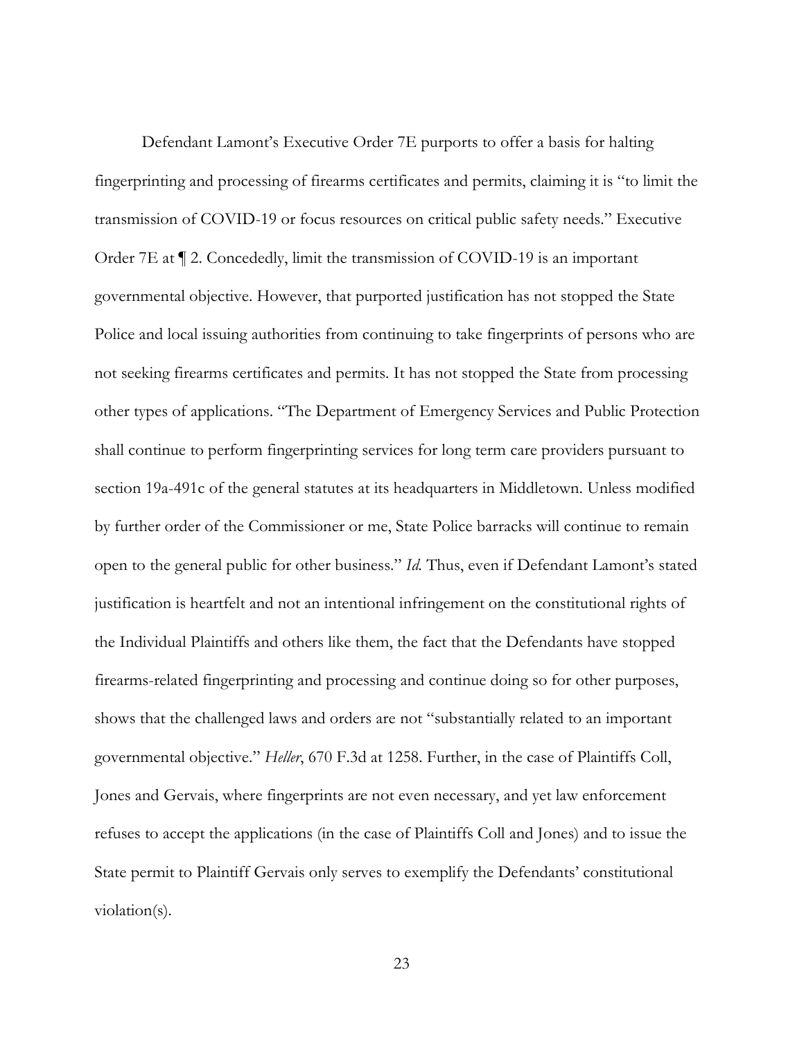Defendant Lamont's Executive Order 7E purports to offer a basis for halting fingerprinting and processing of firearms certificates and permits, claiming it is "to limit the transmission of COVID-19 or focus resources on critical public safety needs." Executive Order 7E at ¶ 2. Concededly, limit the transmission of COVID-19 is an important governmental objective. However, that purported justification has not stopped the State Police and local issuing authorities from continuing to take fingerprints of persons who are not seeking firearms certificates and permits. It has not stopped the State from processing other types of applications. "The Department of Emergency Services and Public Protection shall continue to perform fingerprinting services for long term care providers pursuant to section 19a-491c of the general statutes at its headquarters in Middletown. Unless modified by further order of the Commissioner or me, State Police barracks will continue to remain open to the general public for other business." *Id.* Thus, even if Defendant Lamont's stated justification is heartfelt and not an intentional infringement on the constitutional rights of the Individual Plaintiffs and others like them, the fact that the Defendants have stopped firearms-related fingerprinting and processing and continue doing so for other purposes, shows that the challenged laws and orders are not "substantially related to an important governmental objective." *Heller*, 670 F.3d at 1258. Further, in the case of Plaintiffs Coll, Jones and Gervais, where fingerprints are not even necessary, and yet law enforcement refuses to accept the applications (in the case of Plaintiffs Coll and Jones) and to issue the State permit to Plaintiff Gervais only serves to exemplify the Defendants' constitutional violation(s).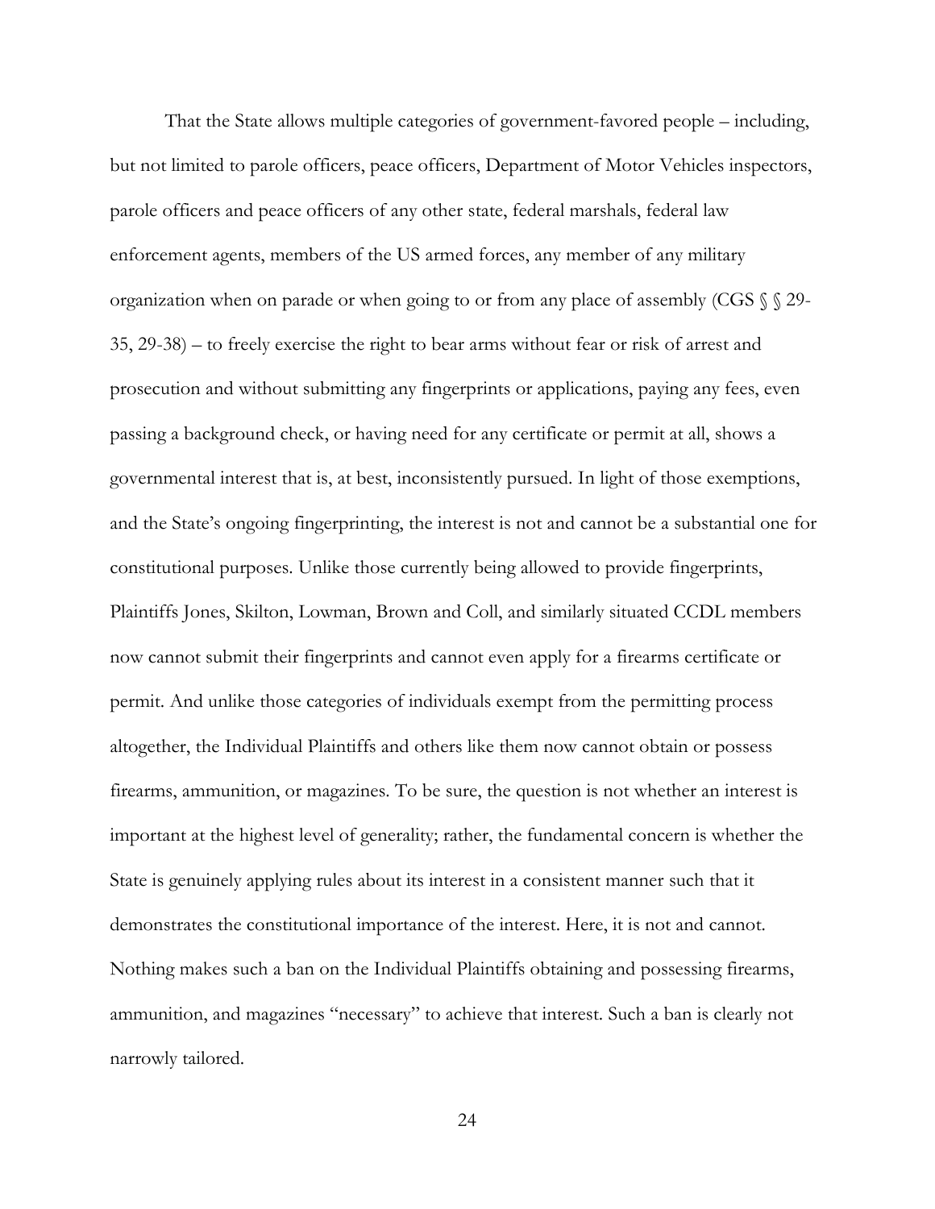That the State allows multiple categories of government-favored people – including, but not limited to parole officers, peace officers, Department of Motor Vehicles inspectors, parole officers and peace officers of any other state, federal marshals, federal law enforcement agents, members of the US armed forces, any member of any military organization when on parade or when going to or from any place of assembly (CGS § § 29-35, 29-38) – to freely exercise the right to bear arms without fear or risk of arrest and prosecution and without submitting any fingerprints or applications, paying any fees, even passing a background check, or having need for any certificate or permit at all, shows a governmental interest that is, at best, inconsistently pursued. In light of those exemptions, and the State's ongoing fingerprinting, the interest is not and cannot be a substantial one for constitutional purposes. Unlike those currently being allowed to provide fingerprints, Plaintiffs Jones, Skilton, Lowman, Brown and Coll, and similarly situated CCDL members now cannot submit their fingerprints and cannot even apply for a firearms certificate or permit. And unlike those categories of individuals exempt from the permitting process altogether, the Individual Plaintiffs and others like them now cannot obtain or possess firearms, ammunition, or magazines. To be sure, the question is not whether an interest is important at the highest level of generality; rather, the fundamental concern is whether the State is genuinely applying rules about its interest in a consistent manner such that it demonstrates the constitutional importance of the interest. Here, it is not and cannot. Nothing makes such a ban on the Individual Plaintiffs obtaining and possessing firearms, ammunition, and magazines "necessary" to achieve that interest. Such a ban is clearly not narrowly tailored.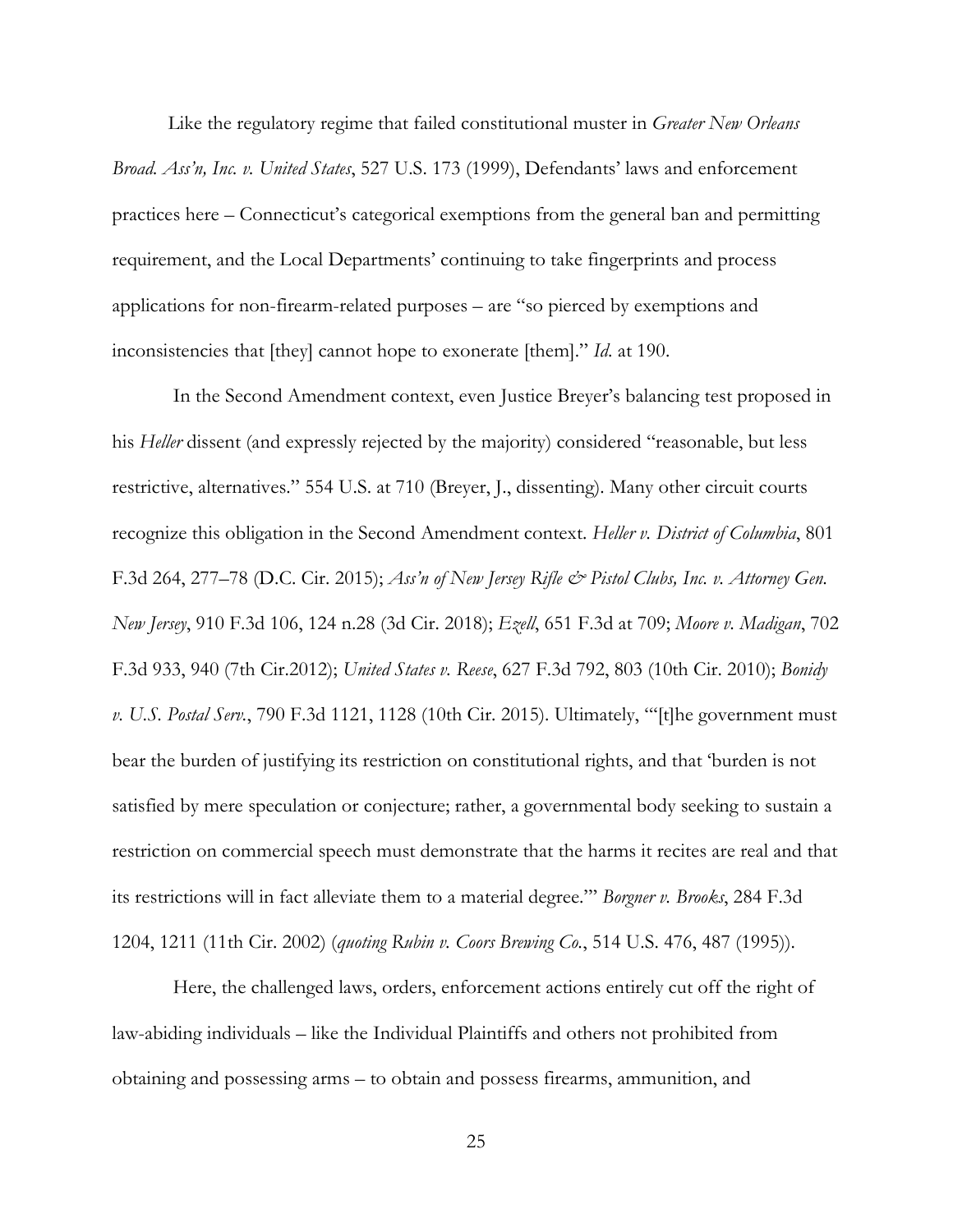Like the regulatory regime that failed constitutional muster in *Greater New Orleans Broad. Ass'n, Inc. v. United States*, 527 U.S. 173 (1999), Defendants' laws and enforcement practices here – Connecticut's categorical exemptions from the general ban and permitting requirement, and the Local Departments' continuing to take fingerprints and process applications for non-firearm-related purposes – are "so pierced by exemptions and inconsistencies that [they] cannot hope to exonerate [them]." *Id.* at 190.

In the Second Amendment context, even Justice Breyer's balancing test proposed in his *Heller* dissent (and expressly rejected by the majority) considered "reasonable, but less restrictive, alternatives." 554 U.S. at 710 (Breyer, J., dissenting). Many other circuit courts recognize this obligation in the Second Amendment context. *Heller v. District of Columbia*, 801 F.3d 264, 277–78 (D.C. Cir. 2015); *Ass'n of New Jersey Rifle & Pistol Clubs, Inc. v. Attorney Gen. New Jersey*, 910 F.3d 106, 124 n.28 (3d Cir. 2018); *Ezell*, 651 F.3d at 709; *Moore v. Madigan*, 702 F.3d 933, 940 (7th Cir.2012); *United States v. Reese*, 627 F.3d 792, 803 (10th Cir. 2010); *Bonidy v. U.S. Postal Serv.*, 790 F.3d 1121, 1128 (10th Cir. 2015). Ultimately, "'[t]he government must bear the burden of justifying its restriction on constitutional rights, and that 'burden is not satisfied by mere speculation or conjecture; rather, a governmental body seeking to sustain a restriction on commercial speech must demonstrate that the harms it recites are real and that its restrictions will in fact alleviate them to a material degree.'" *Borgner v. Brooks*, 284 F.3d 1204, 1211 (11th Cir. 2002) (*quoting Rubin v. Coors Brewing Co.*, 514 U.S. 476, 487 (1995)).

Here, the challenged laws, orders, enforcement actions entirely cut off the right of law-abiding individuals – like the Individual Plaintiffs and others not prohibited from obtaining and possessing arms – to obtain and possess firearms, ammunition, and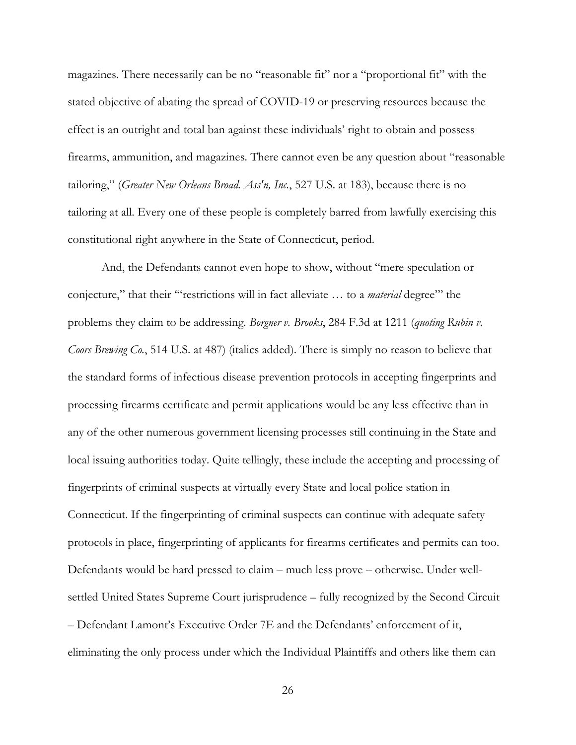magazines. There necessarily can be no "reasonable fit" nor a "proportional fit" with the stated objective of abating the spread of COVID-19 or preserving resources because the effect is an outright and total ban against these individuals' right to obtain and possess firearms, ammunition, and magazines. There cannot even be any question about "reasonable tailoring," (*Greater New Orleans Broad. Ass'n, Inc.*, 527 U.S. at 183), because there is no tailoring at all. Every one of these people is completely barred from lawfully exercising this constitutional right anywhere in the State of Connecticut, period.

And, the Defendants cannot even hope to show, without "mere speculation or conjecture," that their "'restrictions will in fact alleviate … to a *material* degree'" the problems they claim to be addressing. *Borgner v. Brooks*, 284 F.3d at 1211 (*quoting Rubin v. Coors Brewing Co.*, 514 U.S. at 487) (italics added). There is simply no reason to believe that the standard forms of infectious disease prevention protocols in accepting fingerprints and processing firearms certificate and permit applications would be any less effective than in any of the other numerous government licensing processes still continuing in the State and local issuing authorities today. Quite tellingly, these include the accepting and processing of fingerprints of criminal suspects at virtually every State and local police station in Connecticut. If the fingerprinting of criminal suspects can continue with adequate safety protocols in place, fingerprinting of applicants for firearms certificates and permits can too. Defendants would be hard pressed to claim – much less prove – otherwise. Under well-settled United States Supreme Court jurisprudence – fully recognized by the Second Circuit – Defendant Lamont's Executive Order 7E and the Defendants' enforcement of it, eliminating the only process under which the Individual Plaintiffs and others like them can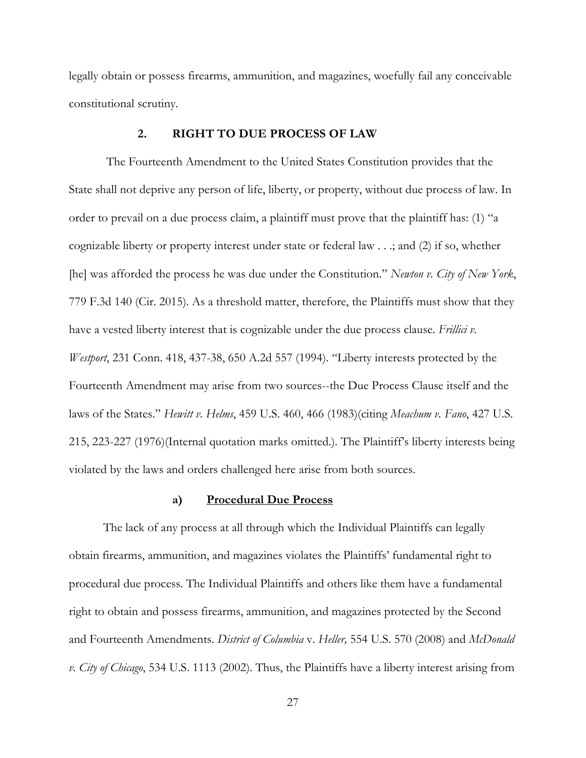legally obtain or possess firearms, ammunition, and magazines, woefully fail any conceivable constitutional scrutiny.

### 2. RIGHT TO DUE PROCESS OF LAW

The Fourteenth Amendment to the United States Constitution provides that the State shall not deprive any person of life, liberty, or property, without due process of law. In order to prevail on a due process claim, a plaintiff must prove that the plaintiff has: (1) "a cognizable liberty or property interest under state or federal law . . .; and (2) if so, whether [he] was afforded the process he was due under the Constitution." *Newton v. City of New York*, 779 F.3d 140 (Cir. 2015). As a threshold matter, therefore, the Plaintiffs must show that they have a vested liberty interest that is cognizable under the due process clause. *Frillici v. Westport*, 231 Conn. 418, 437-38, 650 A.2d 557 (1994). "Liberty interests protected by the Fourteenth Amendment may arise from two sources--the Due Process Clause itself and the laws of the States." *Hewitt v. Helms*, 459 U.S. 460, 466 (1983)(citing *Meachum v. Fano*, 427 U.S. 215, 223-227 (1976)(Internal quotation marks omitted.). The Plaintiff's liberty interests being violated by the laws and orders challenged here arise from both sources.

#### a) <u>Procedural Due Process</u>

The lack of any process at all through which the Individual Plaintiffs can legally obtain firearms, ammunition, and magazines violates the Plaintiffs' fundamental right to procedural due process. The Individual Plaintiffs and others like them have a fundamental right to obtain and possess firearms, ammunition, and magazines protected by the Second and Fourteenth Amendments. *District of Columbia* v. *Heller,* 554 U.S. 570 (2008) and *McDonald v. City of Chicago*, 534 U.S. 1113 (2002). Thus, the Plaintiffs have a liberty interest arising from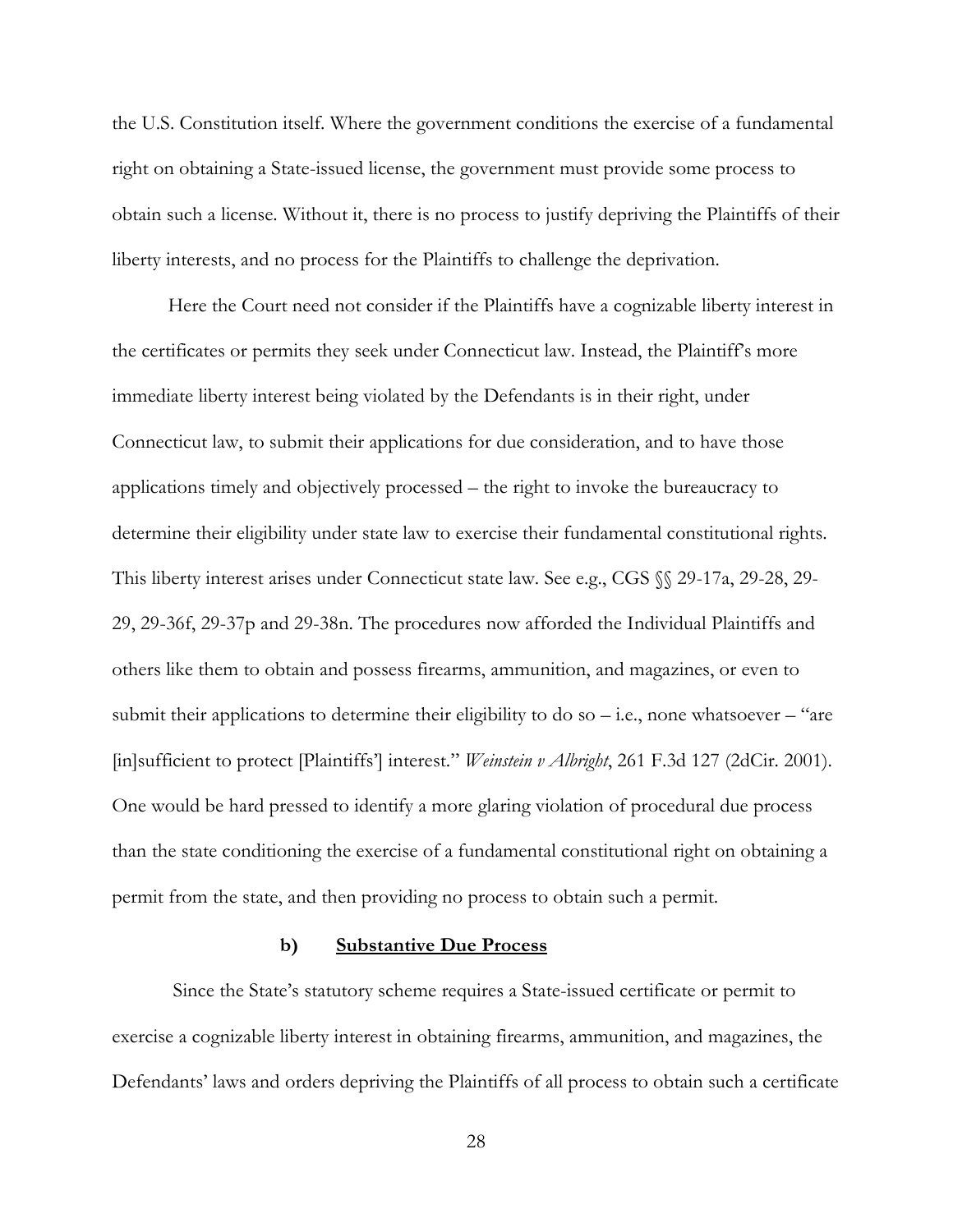the U.S. Constitution itself. Where the government conditions the exercise of a fundamental right on obtaining a State-issued license, the government must provide some process to obtain such a license. Without it, there is no process to justify depriving the Plaintiffs of their liberty interests, and no process for the Plaintiffs to challenge the deprivation.

Here the Court need not consider if the Plaintiffs have a cognizable liberty interest in the certificates or permits they seek under Connecticut law. Instead, the Plaintiff's more immediate liberty interest being violated by the Defendants is in their right, under Connecticut law, to submit their applications for due consideration, and to have those applications timely and objectively processed – the right to invoke the bureaucracy to determine their eligibility under state law to exercise their fundamental constitutional rights. This liberty interest arises under Connecticut state law. See e.g., CGS §§ 29-17a, 29-28, 29-29, 29-36f, 29-37p and 29-38n. The procedures now afforded the Individual Plaintiffs and others like them to obtain and possess firearms, ammunition, and magazines, or even to submit their applications to determine their eligibility to do so – i.e., none whatsoever – "are [in]sufficient to protect [Plaintiffs'] interest." *Weinstein v Albright*, 261 F.3d 127 (2dCir. 2001). One would be hard pressed to identify a more glaring violation of procedural due process than the state conditioning the exercise of a fundamental constitutional right on obtaining a permit from the state, and then providing no process to obtain such a permit.

#### **b) <u>Substantive Due Process</u>**

Since the State's statutory scheme requires a State-issued certificate or permit to exercise a cognizable liberty interest in obtaining firearms, ammunition, and magazines, the Defendants' laws and orders depriving the Plaintiffs of all process to obtain such a certificate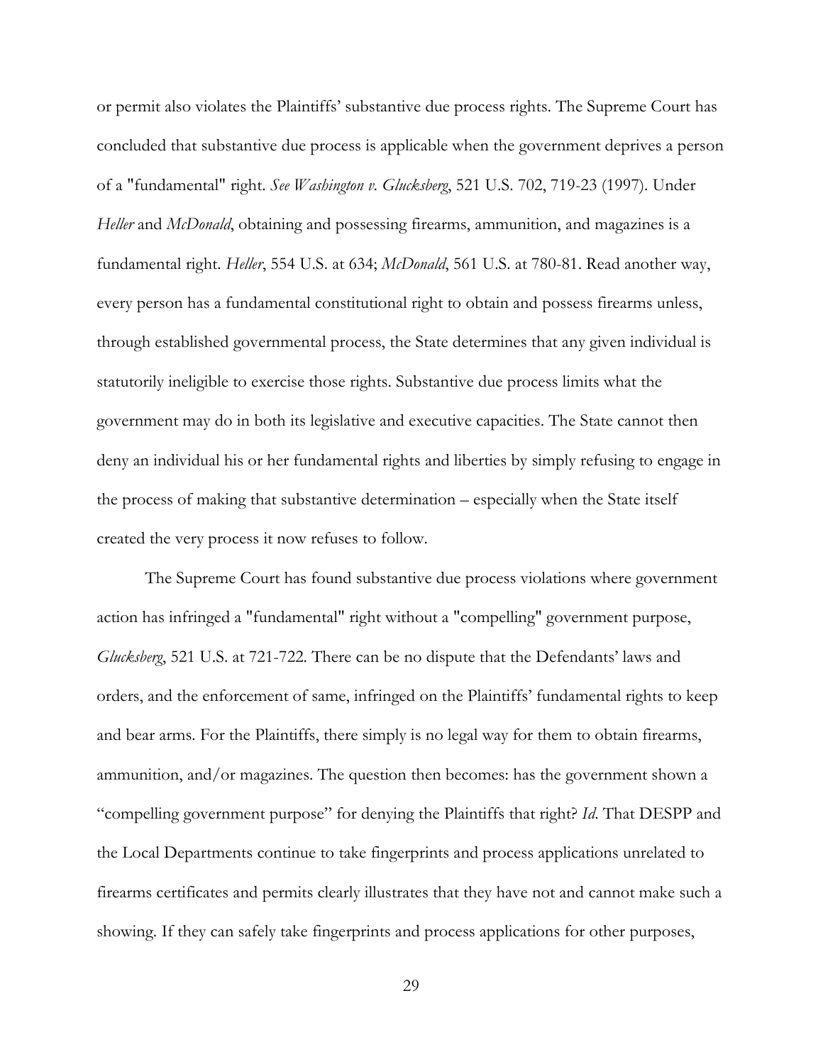or permit also violates the Plaintiffs' substantive due process rights. The Supreme Court has concluded that substantive due process is applicable when the government deprives a person of a "fundamental" right. *See Washington v. Glucksberg*, 521 U.S. 702, 719-23 (1997). Under *Heller* and *McDonald*, obtaining and possessing firearms, ammunition, and magazines is a fundamental right. *Heller*, 554 U.S. at 634; *McDonald*, 561 U.S. at 780-81. Read another way, every person has a fundamental constitutional right to obtain and possess firearms unless, through established governmental process, the State determines that any given individual is statutorily ineligible to exercise those rights. Substantive due process limits what the government may do in both its legislative and executive capacities. The State cannot then deny an individual his or her fundamental rights and liberties by simply refusing to engage in the process of making that substantive determination – especially when the State itself created the very process it now refuses to follow.

The Supreme Court has found substantive due process violations where government action has infringed a "fundamental" right without a "compelling" government purpose, *Glucksberg*, 521 U.S. at 721-722. There can be no dispute that the Defendants' laws and orders, and the enforcement of same, infringed on the Plaintiffs' fundamental rights to keep and bear arms. For the Plaintiffs, there simply is no legal way for them to obtain firearms, ammunition, and/or magazines. The question then becomes: has the government shown a "compelling government purpose" for denying the Plaintiffs that right? *Id*. That DESPP and the Local Departments continue to take fingerprints and process applications unrelated to firearms certificates and permits clearly illustrates that they have not and cannot make such a showing. If they can safely take fingerprints and process applications for other purposes,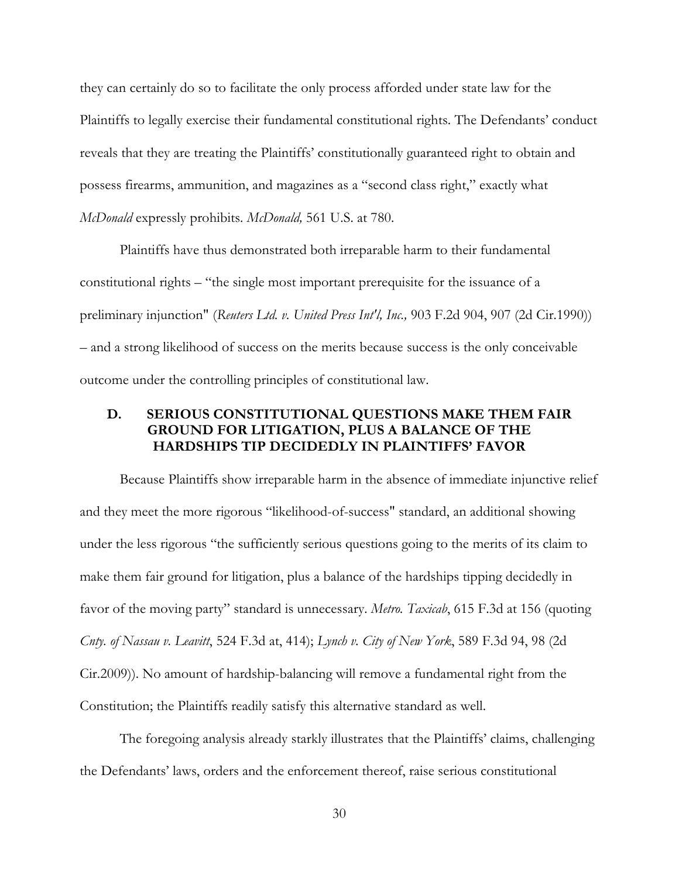they can certainly do so to facilitate the only process afforded under state law for the Plaintiffs to legally exercise their fundamental constitutional rights. The Defendants' conduct reveals that they are treating the Plaintiffs' constitutionally guaranteed right to obtain and possess firearms, ammunition, and magazines as a "second class right," exactly what *McDonald* expressly prohibits. *McDonald,* 561 U.S. at 780.

Plaintiffs have thus demonstrated both irreparable harm to their fundamental constitutional rights – "the single most important prerequisite for the issuance of a preliminary injunction" (*Reuters Ltd. v. United Press Int'l, Inc.,* 903 F.2d 904, 907 (2d Cir.1990)) – and a strong likelihood of success on the merits because success is the only conceivable outcome under the controlling principles of constitutional law.

## D. SERIOUS CONSTITUTIONAL QUESTIONS MAKE THEM FAIR GROUND FOR LITIGATION, PLUS A BALANCE OF THE HARDSHIPS TIP DECIDEDLY IN PLAINTIFFS' FAVOR

Because Plaintiffs show irreparable harm in the absence of immediate injunctive relief and they meet the more rigorous "likelihood-of-success" standard, an additional showing under the less rigorous "the sufficiently serious questions going to the merits of its claim to make them fair ground for litigation, plus a balance of the hardships tipping decidedly in favor of the moving party" standard is unnecessary. *Metro. Taxicab*, 615 F.3d at 156 (quoting *Cnty. of Nassau v. Leavitt*, 524 F.3d at, 414); *Lynch v. City of New York*, 589 F.3d 94, 98 (2d Cir.2009)). No amount of hardship-balancing will remove a fundamental right from the Constitution; the Plaintiffs readily satisfy this alternative standard as well.

The foregoing analysis already starkly illustrates that the Plaintiffs' claims, challenging the Defendants' laws, orders and the enforcement thereof, raise serious constitutional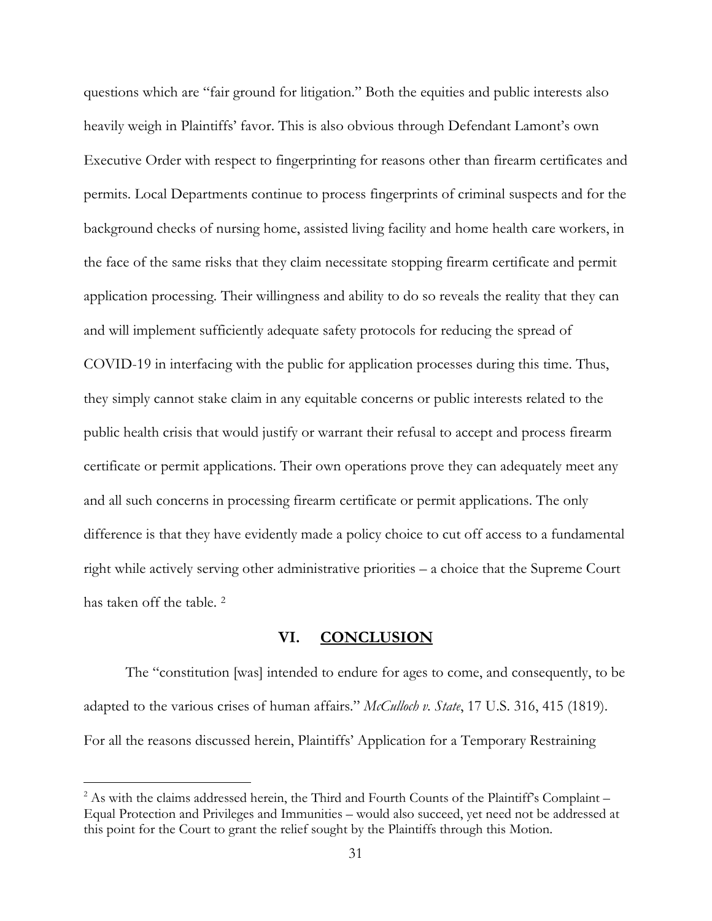questions which are "fair ground for litigation." Both the equities and public interests also heavily weigh in Plaintiffs' favor. This is also obvious through Defendant Lamont's own Executive Order with respect to fingerprinting for reasons other than firearm certificates and permits. Local Departments continue to process fingerprints of criminal suspects and for the background checks of nursing home, assisted living facility and home health care workers, in the face of the same risks that they claim necessitate stopping firearm certificate and permit application processing. Their willingness and ability to do so reveals the reality that they can and will implement sufficiently adequate safety protocols for reducing the spread of COVID-19 in interfacing with the public for application processes during this time. Thus, they simply cannot stake claim in any equitable concerns or public interests related to the public health crisis that would justify or warrant their refusal to accept and process firearm certificate or permit applications. Their own operations prove they can adequately meet any and all such concerns in processing firearm certificate or permit applications. The only difference is that they have evidently made a policy choice to cut off access to a fundamental right while actively serving other administrative priorities – a choice that the Supreme Court has taken off the table. [2]

## VI. CONCLUSION

The "constitution [was] intended to endure for ages to come, and consequently, to be adapted to the various crises of human affairs." *McCulloch v. State*, 17 U.S. 316, 415 (1819). For all the reasons discussed herein, Plaintiffs' Application for a Temporary Restraining

---

[2] As with the claims addressed herein, the Third and Fourth Counts of the Plaintiff's Complaint – Equal Protection and Privileges and Immunities – would also succeed, yet need not be addressed at this point for the Court to grant the relief sought by the Plaintiffs through this Motion.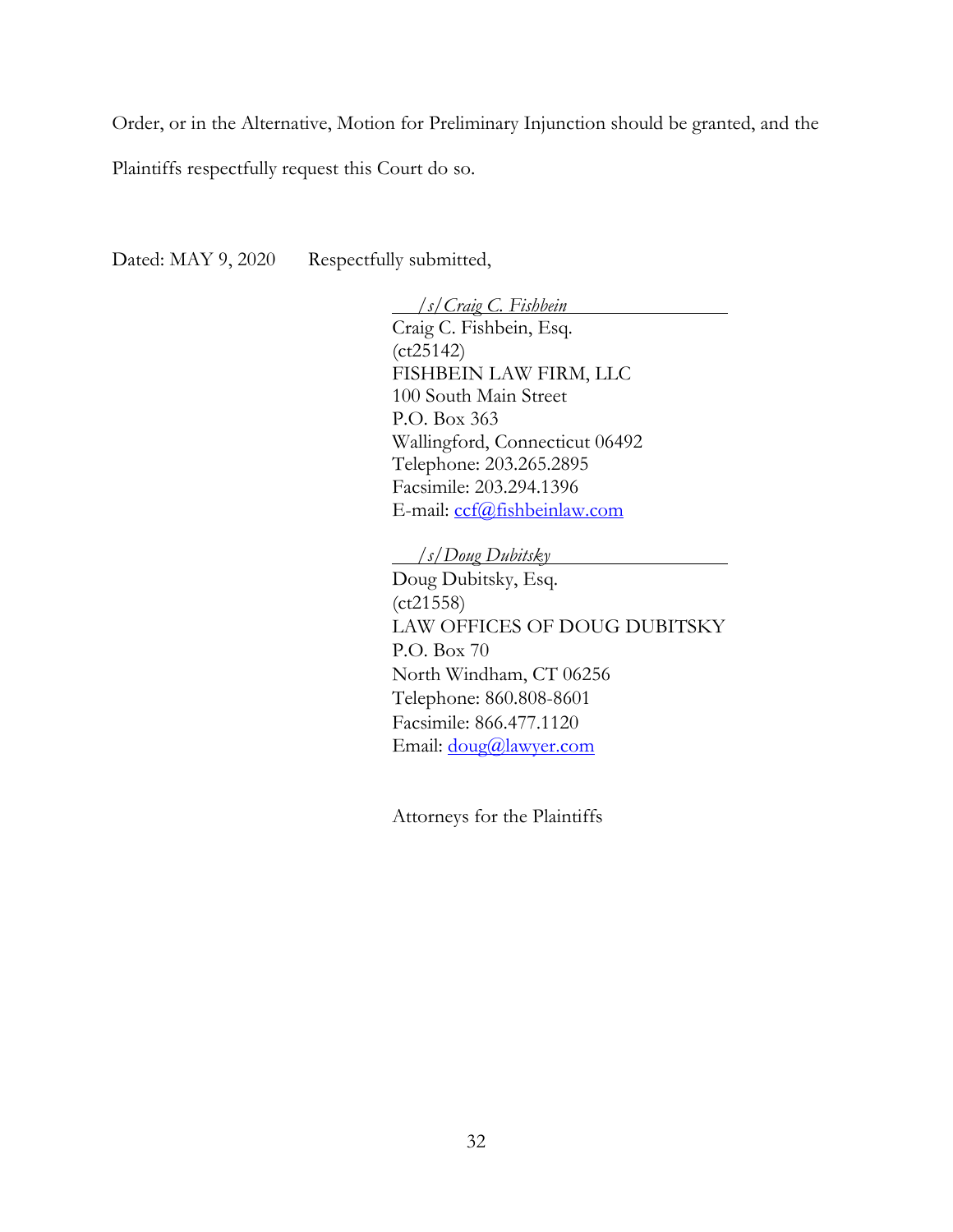Order, or in the Alternative, Motion for Preliminary Injunction should be granted, and the Plaintiffs respectfully request this Court do so.

Dated: MAY 9, 2020 Respectfully submitted,

*/s/Craig C. Fishbein*
Craig C. Fishbein, Esq.
(ct25142)
FISHBEIN LAW FIRM, LLC
100 South Main Street
P.O. Box 363
Wallingford, Connecticut 06492
Telephone: 203.265.2895
Facsimile: 203.294.1396
E-mail: ccf@fishbeinlaw.com

*/s/Doug Dubitsky*
Doug Dubitsky, Esq.
(ct21558)
LAW OFFICES OF DOUG DUBITSKY
P.O. Box 70
North Windham, CT 06256
Telephone: 860.808-8601
Facsimile: 866.477.1120
Email: doug@lawyer.com

Attorneys for the Plaintiffs